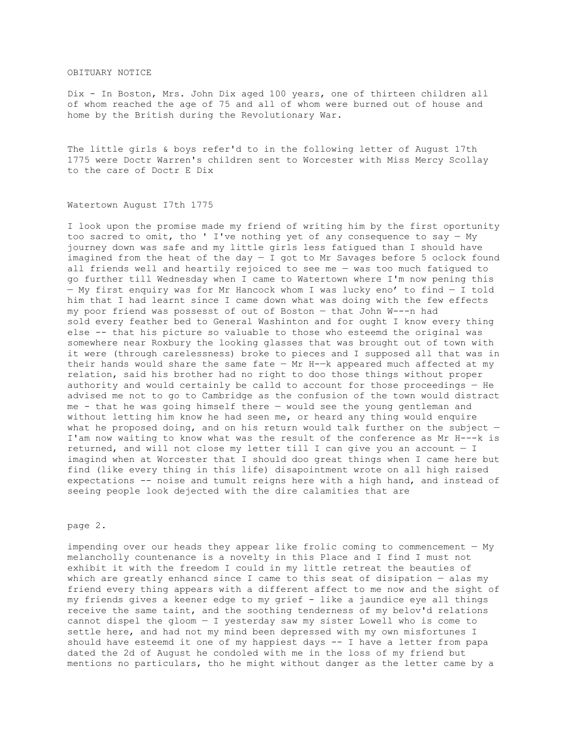OBITUARY NOTICE

Dix - In Boston, Mrs. John Dix aged 100 years, one of thirteen children all of whom reached the age of 75 and all of whom were burned out of house and home by the British during the Revolutionary War.

The little girls & boys refer'd to in the following letter of August 17th 1775 were Doctr Warren's children sent to Worcester with Miss Mercy Scollay to the care of Doctr E Dix

Watertown August I7th 1775

I look upon the promise made my friend of writing him by the first oportunity too sacred to omit, tho ' I've nothing yet of any consequence to say — My journey down was safe and my little girls less fatigued than I should have imagined from the heat of the day — I got to Mr Savages before 5 oclock found all friends well and heartily rejoiced to see me — was too much fatigued to go further till Wednesday when I came to Watertown where I'm now pening this — My first enquiry was for Mr Hancock whom I was lucky eno' to find — I told him that I had learnt since I came down what was doing with the few effects my poor friend was possesst of out of Boston — that John W---n had sold every feather bed to General Washinton and for ought I know every thing else -- that his picture so valuable to those who esteemd the original was somewhere near Roxbury the looking glasses that was brought out of town with it were (through carelessness) broke to pieces and I supposed all that was in their hands would share the same fate — Mr H-—k appeared much affected at my relation, said his brother had no right to doo those things without proper authority and would certainly be calld to account for those proceedings — He advised me not to go to Cambridge as the confusion of the town would distract me - that he was going himself there — would see the young gentleman and without letting him know he had seen me, or heard any thing would enquire what he proposed doing, and on his return would talk further on the subject — I'am now waiting to know what was the result of the conference as Mr H---k is returned, and will not close my letter till I can give you an account — I imagind when at Worcester that I should doo great things when I came here but find (like every thing in this life) disapointment wrote on all high raised expectations -- noise and tumult reigns here with a high hand, and instead of seeing people look dejected with the dire calamities that are

page 2.

impending over our heads they appear like frolic coming to commencement — My melancholly countenance is a novelty in this Place and I find I must not exhibit it with the freedom I could in my little retreat the beauties of which are greatly enhancd since I came to this seat of disipation — alas my friend every thing appears with a different affect to me now and the sight of my friends gives a keener edge to my grief - like a jaundice eye all things receive the same taint, and the soothing tenderness of my belov'd relations cannot dispel the gloom — I yesterday saw my sister Lowell who is come to settle here, and had not my mind been depressed with my own misfortunes I should have esteemd it one of my happiest days -- I have a letter from papa dated the 2d of August he condoled with me in the loss of my friend but mentions no particulars, tho he might without danger as the letter came by a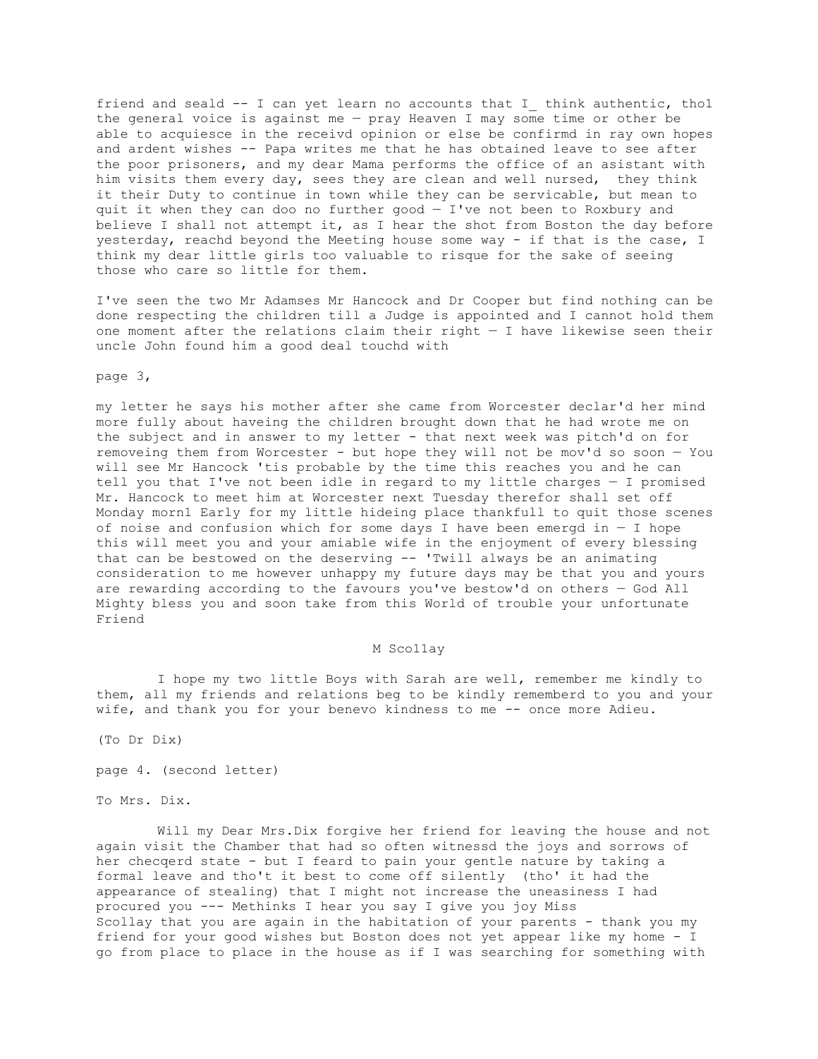friend and seald -- I can yet learn no accounts that I_ think authentic, tho1 the general voice is against me — pray Heaven I may some time or other be able to acquiesce in the receivd opinion or else be confirmd in ray own hopes and ardent wishes -- Papa writes me that he has obtained leave to see after the poor prisoners, and my dear Mama performs the office of an asistant with him visits them every day, sees they are clean and well nursed, they think it their Duty to continue in town while they can be servicable, but mean to quit it when they can doo no further good — I've not been to Roxbury and believe I shall not attempt it, as I hear the shot from Boston the day before yesterday, reachd beyond the Meeting house some way - if that is the case, I think my dear little girls too valuable to risque for the sake of seeing those who care so little for them.

I've seen the two Mr Adamses Mr Hancock and Dr Cooper but find nothing can be done respecting the children till a Judge is appointed and I cannot hold them one moment after the relations claim their right — I have likewise seen their uncle John found him a good deal touchd with

page 3,

my letter he says his mother after she came from Worcester declar'd her mind more fully about haveing the children brought down that he had wrote me on the subject and in answer to my letter - that next week was pitch'd on for removeing them from Worcester - but hope they will not be mov'd so soon — You will see Mr Hancock 'tis probable by the time this reaches you and he can tell you that I've not been idle in regard to my little charges — I promised Mr. Hancock to meet him at Worcester next Tuesday therefor shall set off Monday morn1 Early for my little hideing place thankfull to quit those scenes of noise and confusion which for some days I have been emergd in — I hope this will meet you and your amiable wife in the enjoyment of every blessing that can be bestowed on the deserving -- 'Twill always be an animating consideration to me however unhappy my future days may be that you and yours are rewarding according to the favours you've bestow'd on others — God All Mighty bless you and soon take from this World of trouble your unfortunate Friend

M Sco11ay

I hope my two little Boys with Sarah are well, remember me kindly to them, all my friends and relations beg to be kindly rememberd to you and your wife, and thank you for your benevo kindness to me -- once more Adieu.

(To Dr Dix)

page 4. (second letter)

To Mrs. Dix.

Will my Dear Mrs.Dix forgive her friend for leaving the house and not again visit the Chamber that had so often witnessd the joys and sorrows of her checqerd state - but I feard to pain your gentle nature by taking a formal leave and tho't it best to come off silently (tho' it had the appearance of stealing) that I might not increase the uneasiness I had procured you --- Methinks I hear you say I give you joy Miss Scollay that you are again in the habitation of your parents - thank you my friend for your good wishes but Boston does not yet appear like my home - I go from place to place in the house as if I was searching for something with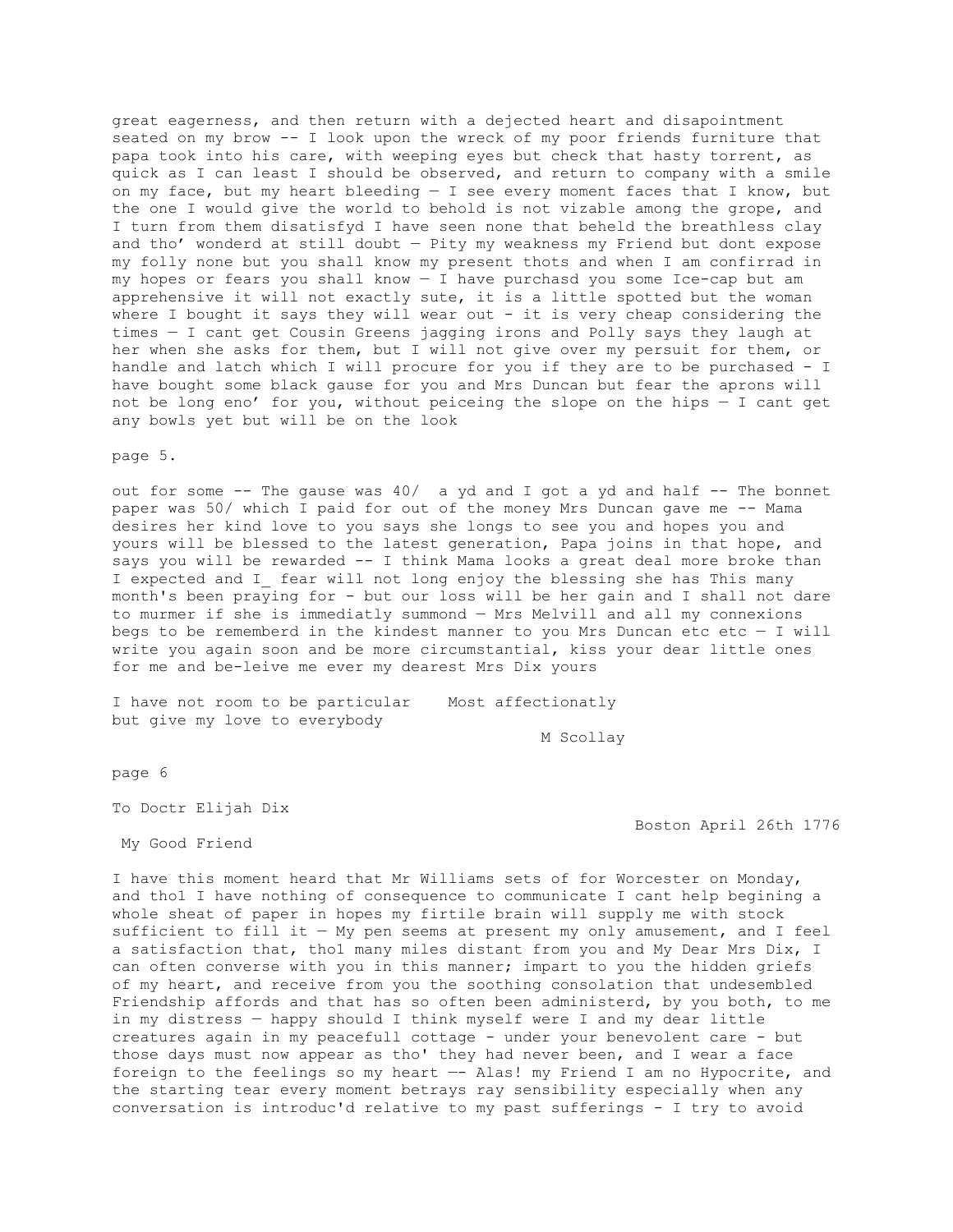great eagerness, and then return with a dejected heart and disapointment seated on my brow -- I look upon the wreck of my poor friends furniture that papa took into his care, with weeping eyes but check that hasty torrent, as quick as I can least I should be observed, and return to company with a smile on my face, but my heart bleeding — I see every moment faces that I know, but the one I would give the world to behold is not vizable among the grope, and I turn from them disatisfyd I have seen none that beheld the breathless clay and tho' wonderd at still doubt — Pity my weakness my Friend but dont expose my folly none but you shall know my present thots and when I am confirrad in my hopes or fears you shall know — I have purchasd you some Ice-cap but am apprehensive it will not exactly sute, it is a little spotted but the woman where I bought it says they will wear out - it is very cheap considering the times — I cant get Cousin Greens jagging irons and Polly says they laugh at her when she asks for them, but I will not give over my persuit for them, or handle and latch which I will procure for you if they are to be purchased - I have bought some black gause for you and Mrs Duncan but fear the aprons will not be long eno' for you, without peiceing the slope on the hips — I cant get any bowls yet but will be on the look

page 5.

out for some -- The gause was 40/ a yd and I got a yd and half -- The bonnet paper was 50/ which I paid for out of the money Mrs Duncan gave me -- Mama desires her kind love to you says she longs to see you and hopes you and yours will be blessed to the latest generation, Papa joins in that hope, and says you will be rewarded -- I think Mama looks a great deal more broke than I expected and I_ fear will not long enjoy the blessing she has This many month's been praying for - but our loss will be her gain and I shall not dare to murmer if she is immediatly summond — Mrs Melvill and all my connexions begs to be rememberd in the kindest manner to you Mrs Duncan etc etc — I will write you again soon and be more circumstantial, kiss your dear little ones for me and be-leive me ever my dearest Mrs Dix yours

I have not room to be particular    Most affectionatly
but give my love to everybody

M Scollay

page 6

To Doctr Elijah Dix

Boston April 26th 1776

My Good Friend

I have this moment heard that Mr Williams sets of for Worcester on Monday, and tho1 I have nothing of consequence to communicate I cant help begining a whole sheat of paper in hopes my firtile brain will supply me with stock sufficient to fill it — My pen seems at present my only amusement, and I feel a satisfaction that, tho1 many miles distant from you and My Dear Mrs Dix, I can often converse with you in this manner; impart to you the hidden griefs of my heart, and receive from you the soothing consolation that undesembled Friendship affords and that has so often been administerd, by you both, to me in my distress — happy should I think myself were I and my dear little creatures again in my peacefull cottage - under your benevolent care - but those days must now appear as tho' they had never been, and I wear a face foreign to the feelings so my heart —- Alas! my Friend I am no Hypocrite, and the starting tear every moment betrays ray sensibility especially when any conversation is introduc'd relative to my past sufferings - I try to avoid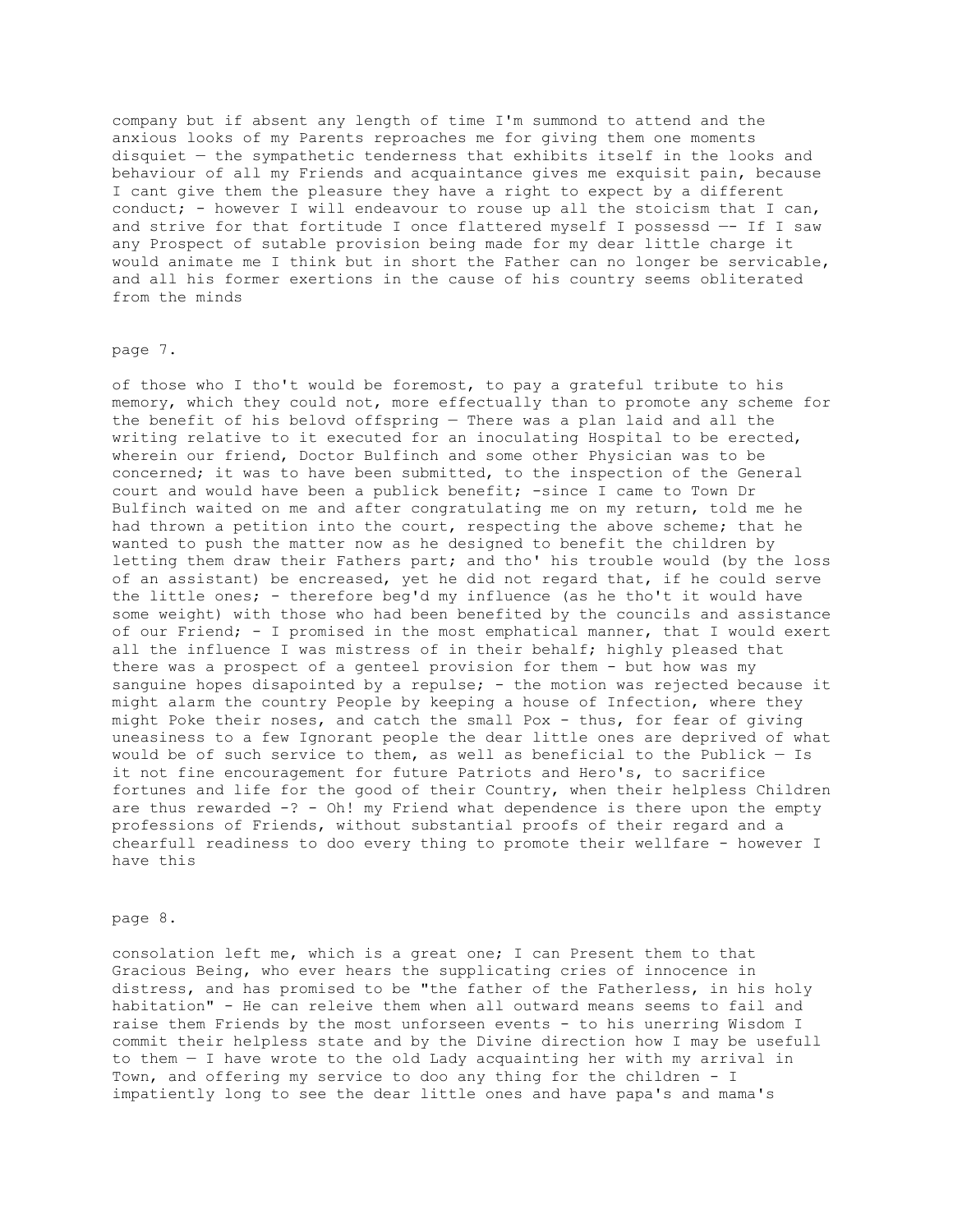company but if absent any length of time I'm summond to attend and the anxious looks of my Parents reproaches me for giving them one moments disquiet — the sympathetic tenderness that exhibits itself in the looks and behaviour of all my Friends and acquaintance gives me exquisit pain, because I cant give them the pleasure they have a right to expect by a different conduct; - however I will endeavour to rouse up all the stoicism that I can, and strive for that fortitude I once flattered myself I possessd —- If I saw any Prospect of sutable provision being made for my dear little charge it would animate me I think but in short the Father can no longer be servicable, and all his former exertions in the cause of his country seems obliterated from the minds

page 7.

of those who I tho't would be foremost, to pay a grateful tribute to his memory, which they could not, more effectually than to promote any scheme for the benefit of his belovd offspring — There was a plan laid and all the writing relative to it executed for an inoculating Hospital to be erected, wherein our friend, Doctor Bulfinch and some other Physician was to be concerned; it was to have been submitted, to the inspection of the General court and would have been a publick benefit; -since I came to Town Dr Bulfinch waited on me and after congratulating me on my return, told me he had thrown a petition into the court, respecting the above scheme; that he wanted to push the matter now as he designed to benefit the children by letting them draw their Fathers part; and tho' his trouble would (by the loss of an assistant) be encreased, yet he did not regard that, if he could serve the little ones; - therefore beg'd my influence (as he tho't it would have some weight) with those who had been benefited by the councils and assistance of our Friend; - I promised in the most emphatical manner, that I would exert all the influence I was mistress of in their behalf; highly pleased that there was a prospect of a genteel provision for them - but how was my sanguine hopes disapointed by a repulse; - the motion was rejected because it might alarm the country People by keeping a house of Infection, where they might Poke their noses, and catch the small Pox - thus, for fear of giving uneasiness to a few Ignorant people the dear little ones are deprived of what would be of such service to them, as well as beneficial to the Publick — Is it not fine encouragement for future Patriots and Hero's, to sacrifice fortunes and life for the good of their Country, when their helpless Children are thus rewarded -? - Oh! my Friend what dependence is there upon the empty professions of Friends, without substantial proofs of their regard and a chearfull readiness to doo every thing to promote their wellfare - however I have this

page 8.

consolation left me, which is a great one; I can Present them to that Gracious Being, who ever hears the supplicating cries of innocence in distress, and has promised to be "the father of the Fatherless, in his holy habitation" - He can releive them when all outward means seems to fail and raise them Friends by the most unforseen events - to his unerring Wisdom I commit their helpless state and by the Divine direction how I may be usefull to them — I have wrote to the old Lady acquainting her with my arrival in Town, and offering my service to doo any thing for the children - I impatiently long to see the dear little ones and have papa's and mama's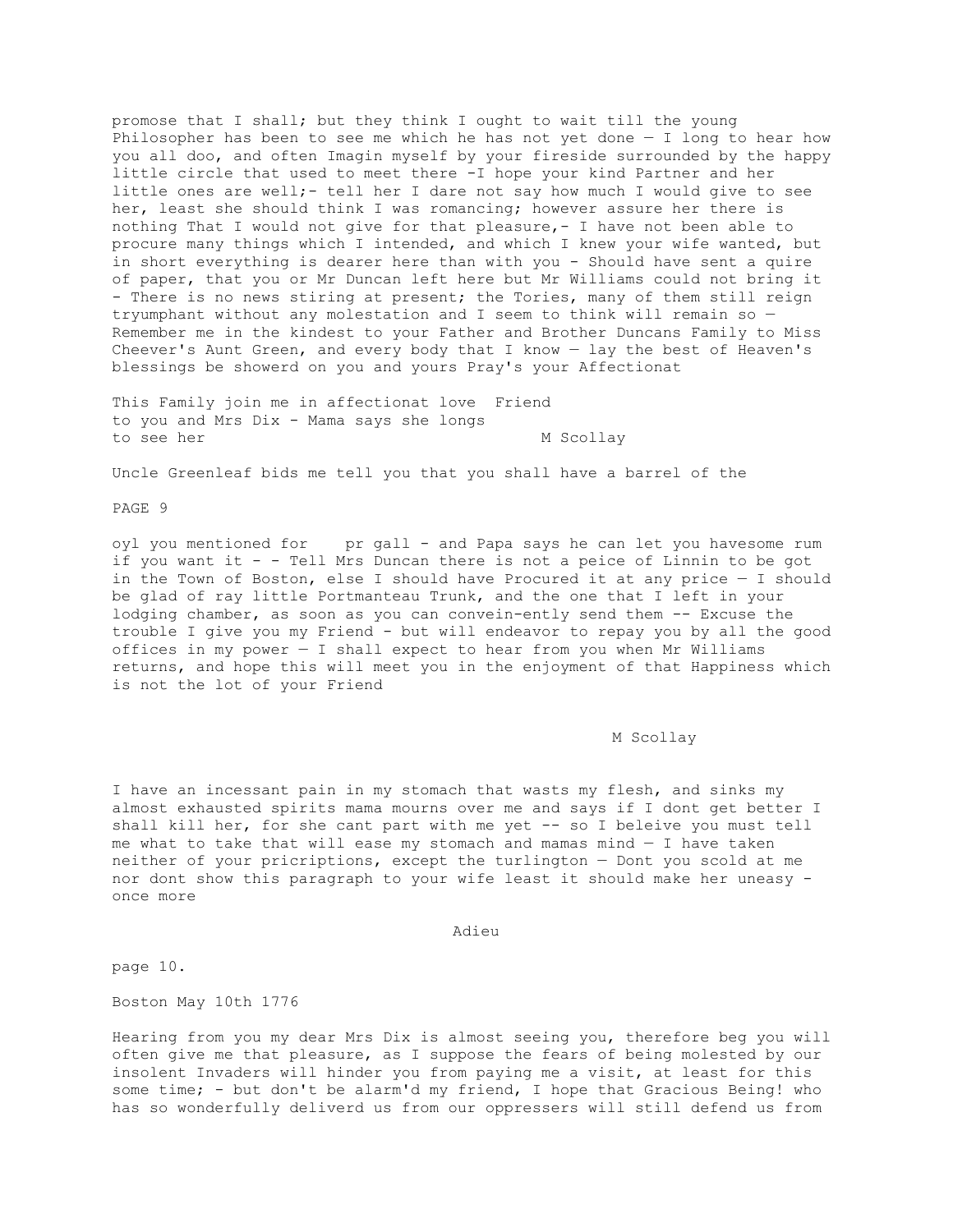promose that I shall; but they think I ought to wait till the young Philosopher has been to see me which he has not yet done — I long to hear how you all doo, and often Imagin myself by your fireside surrounded by the happy little circle that used to meet there -I hope your kind Partner and her little ones are well;- tell her I dare not say how much I would give to see her, least she should think I was romancing; however assure her there is nothing That I would not give for that pleasure,- I have not been able to procure many things which I intended, and which I knew your wife wanted, but in short everything is dearer here than with you - Should have sent a quire of paper, that you or Mr Duncan left here but Mr Williams could not bring it - There is no news stiring at present; the Tories, many of them still reign tryumphant without any molestation and I seem to think will remain so — Remember me in the kindest to your Father and Brother Duncans Family to Miss Cheever's Aunt Green, and every body that I know — lay the best of Heaven's blessings be showerd on you and yours Pray's your Affectionat

This Family join me in affectionat love Friend
to you and Mrs Dix - Mama says she longs
to see her M Scollay

Uncle Greenleaf bids me tell you that you shall have a barrel of the

PAGE 9

oyl you mentioned for pr gall - and Papa says he can let you havesome rum if you want it - - Tell Mrs Duncan there is not a peice of Linnin to be got in the Town of Boston, else I should have Procured it at any price — I should be glad of ray little Portmanteau Trunk, and the one that I left in your lodging chamber, as soon as you can convein-ently send them -- Excuse the trouble I give you my Friend - but will endeavor to repay you by all the good offices in my power — I shall expect to hear from you when Mr Williams returns, and hope this will meet you in the enjoyment of that Happiness which is not the lot of your Friend

M Scollay

I have an incessant pain in my stomach that wasts my flesh, and sinks my almost exhausted spirits mama mourns over me and says if I dont get better I shall kill her, for she cant part with me yet -- so I beleive you must tell me what to take that will ease my stomach and mamas mind — I have taken neither of your pricriptions, except the turlington — Dont you scold at me nor dont show this paragraph to your wife least it should make her uneasy - once more

Adieu

page 10.

Boston May 10th 1776

Hearing from you my dear Mrs Dix is almost seeing you, therefore beg you will often give me that pleasure, as I suppose the fears of being molested by our insolent Invaders will hinder you from paying me a visit, at least for this some time; - but don't be alarm'd my friend, I hope that Gracious Being! who has so wonderfully deliverd us from our oppressers will still defend us from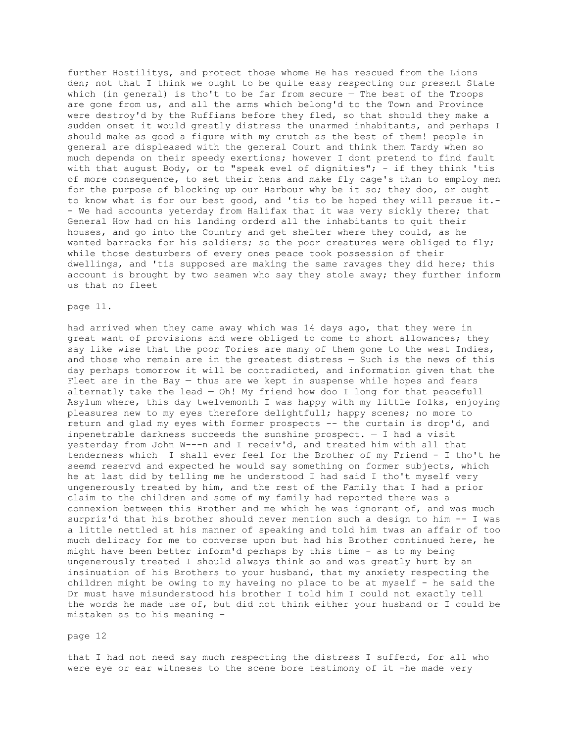further Hostilitys, and protect those whome He has rescued from the Lions den; not that I think we ought to be quite easy respecting our present State which (in general) is tho't to be far from secure — The best of the Troops are gone from us, and all the arms which belong'd to the Town and Province were destroy'd by the Ruffians before they fled, so that should they make a sudden onset it would greatly distress the unarmed inhabitants, and perhaps I should make as good a figure with my crutch as the best of them! people in general are displeased with the general Court and think them Tardy when so much depends on their speedy exertions; however I dont pretend to find fault with that august Body, or to "speak evel of dignities"; - if they think 'tis of more consequence, to set their hens and make fly cage's than to employ men for the purpose of blocking up our Harbour why be it so; they doo, or ought to know what is for our best good, and 'tis to be hoped they will persue it.- - We had accounts yeterday from Halifax that it was very sickly there; that General How had on his landing orderd all the inhabitants to quit their houses, and go into the Country and get shelter where they could, as he wanted barracks for his soldiers; so the poor creatures were obliged to fly; while those desturbers of every ones peace took possession of their dwellings, and 'tis supposed are making the same ravages they did here; this account is brought by two seamen who say they stole away; they further inform us that no fleet

page 11.

had arrived when they came away which was 14 days ago, that they were in great want of provisions and were obliged to come to short allowances; they say like wise that the poor Tories are many of them gone to the west Indies, and those who remain are in the greatest distress — Such is the news of this day perhaps tomorrow it will be contradicted, and information given that the Fleet are in the Bay — thus are we kept in suspense while hopes and fears alternatly take the lead — Oh! My friend how doo I long for that peacefull Asylum where, this day twelvemonth I was happy with my little folks, enjoying pleasures new to my eyes therefore delightfull; happy scenes; no more to return and glad my eyes with former prospects -- the curtain is drop'd, and inpenetrable darkness succeeds the sunshine prospect. — I had a visit yesterday from John W---n and I receiv'd, and treated him with all that tenderness which I shall ever feel for the Brother of my Friend - I tho't he seemd reservd and expected he would say something on former subjects, which he at last did by telling me he understood I had said I tho't myself very ungenerously treated by him, and the rest of the Family that I had a prior claim to the children and some of my family had reported there was a connexion between this Brother and me which he was ignorant of, and was much surpriz'd that his brother should never mention such a design to him -- I was a little nettled at his manner of speaking and told him twas an affair of too much delicacy for me to converse upon but had his Brother continued here, he might have been better inform'd perhaps by this time - as to my being ungenerously treated I should always think so and was greatly hurt by an insinuation of his Brothers to your husband, that my anxiety respecting the children might be owing to my haveing no place to be at myself - he said the Dr must have misunderstood his brother I told him I could not exactly tell the words he made use of, but did not think either your husband or I could be mistaken as to his meaning -

page 12

that I had not need say much respecting the distress I sufferd, for all who were eye or ear witneses to the scene bore testimony of it -he made very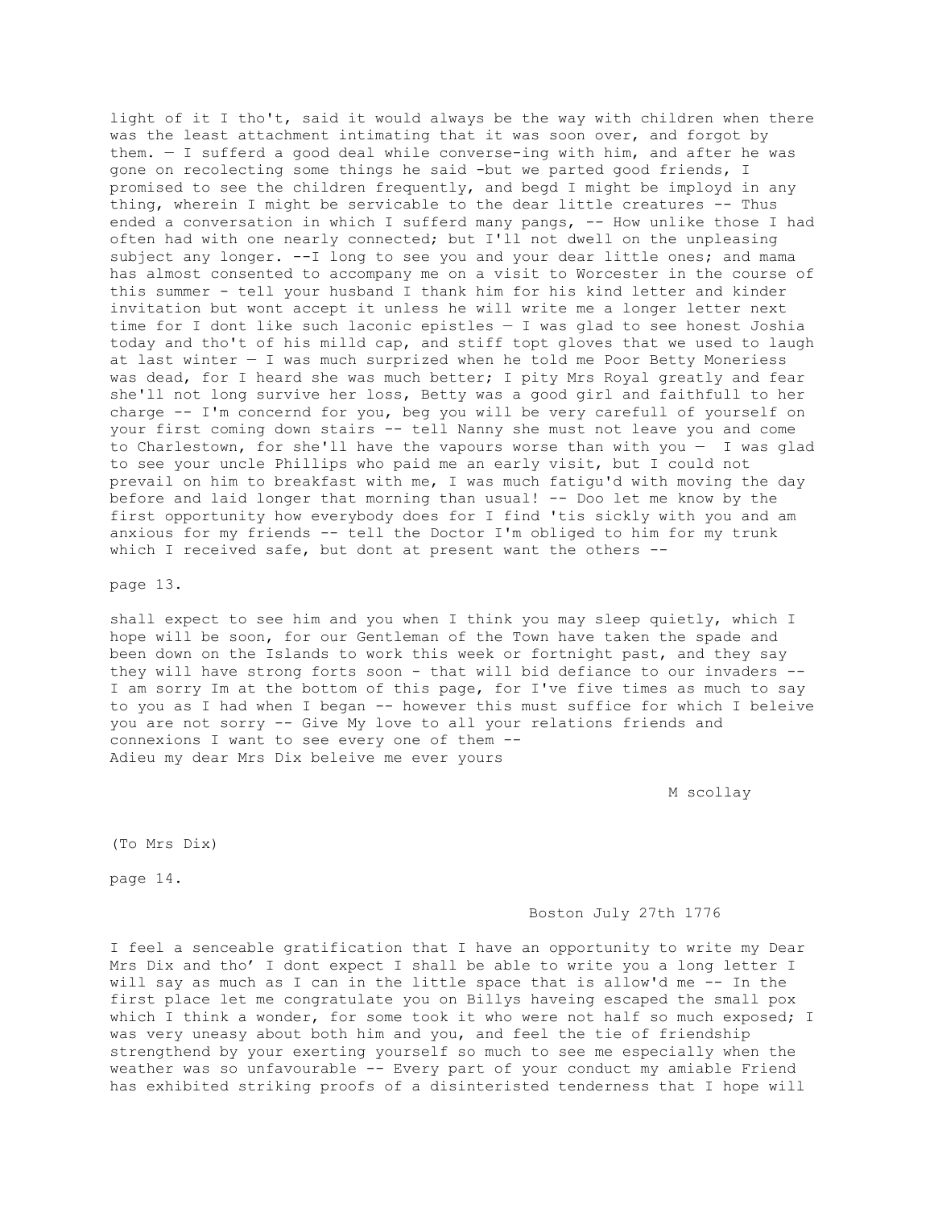light of it I tho't, said it would always be the way with children when there was the least attachment intimating that it was soon over, and forgot by them. — I sufferd a good deal while converse-ing with him, and after he was gone on recolecting some things he said -but we parted good friends, I promised to see the children frequently, and begd I might be imployd in any thing, wherein I might be servicable to the dear little creatures -- Thus ended a conversation in which I sufferd many pangs, -- How unlike those I had often had with one nearly connected; but I'll not dwell on the unpleasing subject any longer. --I long to see you and your dear little ones; and mama has almost consented to accompany me on a visit to Worcester in the course of this summer - tell your husband I thank him for his kind letter and kinder invitation but wont accept it unless he will write me a longer letter next time for I dont like such laconic epistles — I was glad to see honest Joshia today and tho't of his milld cap, and stiff topt gloves that we used to laugh at last winter — I was much surprized when he told me Poor Betty Moneriess was dead, for I heard she was much better; I pity Mrs Royal greatly and fear she'll not long survive her loss, Betty was a good girl and faithfull to her charge -- I'm concernd for you, beg you will be very carefull of yourself on your first coming down stairs -- tell Nanny she must not leave you and come to Charlestown, for she'll have the vapours worse than with you — I was glad to see your uncle Phillips who paid me an early visit, but I could not prevail on him to breakfast with me, I was much fatigu'd with moving the day before and laid longer that morning than usual! -- Doo let me know by the first opportunity how everybody does for I find 'tis sickly with you and am anxious for my friends -- tell the Doctor I'm obliged to him for my trunk which I received safe, but dont at present want the others --

page 13.

shall expect to see him and you when I think you may sleep quietly, which I hope will be soon, for our Gentleman of the Town have taken the spade and been down on the Islands to work this week or fortnight past, and they say they will have strong forts soon - that will bid defiance to our invaders -- I am sorry Im at the bottom of this page, for I've five times as much to say to you as I had when I began -- however this must suffice for which I beleive you are not sorry -- Give My love to all your relations friends and connexions I want to see every one of them --
Adieu my dear Mrs Dix beleive me ever yours

M scollay

(To Mrs Dix)

page 14.

Boston July 27th 1776

I feel a senceable gratification that I have an opportunity to write my Dear Mrs Dix and tho' I dont expect I shall be able to write you a long letter I will say as much as I can in the little space that is allow'd me -- In the first place let me congratulate you on Billys haveing escaped the small pox which I think a wonder, for some took it who were not half so much exposed; I was very uneasy about both him and you, and feel the tie of friendship strengthend by your exerting yourself so much to see me especially when the weather was so unfavourable -- Every part of your conduct my amiable Friend has exhibited striking proofs of a disinteristed tenderness that I hope will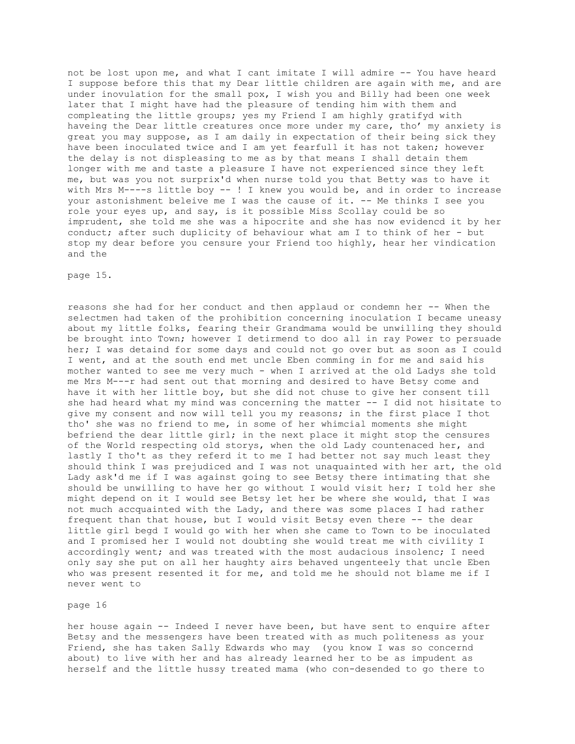not be lost upon me, and what I cant imitate I will admire -- You have heard I suppose before this that my Dear little children are again with me, and are under inovulation for the small pox, I wish you and Billy had been one week later that I might have had the pleasure of tending him with them and compleating the little groups; yes my Friend I am highly gratifyd with haveing the Dear little creatures once more under my care, tho' my anxiety is great you may suppose, as I am daily in expectation of their being sick they have been inoculated twice and I am yet fearfull it has not taken; however the delay is not displeasing to me as by that means I shall detain them longer with me and taste a pleasure I have not experienced since they left me, but was you not surprix'd when nurse told you that Betty was to have it with Mrs M----s little boy -- ! I knew you would be, and in order to increase your astonishment beleive me I was the cause of it. -- Me thinks I see you role your eyes up, and say, is it possible Miss Scollay could be so imprudent, she told me she was a hipocrite and she has now evidencd it by her conduct; after such duplicity of behaviour what am I to think of her - but stop my dear before you censure your Friend too highly, hear her vindication and the

page 15.

reasons she had for her conduct and then applaud or condemn her -- When the selectmen had taken of the prohibition concerning inoculation I became uneasy about my little folks, fearing their Grandmama would be unwilling they should be brought into Town; however I detirmend to doo all in ray Power to persuade her; I was detaind for some days and could not go over but as soon as I could I went, and at the south end met uncle Eben comming in for me and said his mother wanted to see me very much - when I arrived at the old Ladys she told me Mrs M---r had sent out that morning and desired to have Betsy come and have it with her little boy, but she did not chuse to give her consent till she had heard what my mind was concerning the matter -- I did not hisitate to give my consent and now will tell you my reasons; in the first place I thot tho' she was no friend to me, in some of her whimcial moments she might befriend the dear little girl; in the next place it might stop the censures of the World respecting old storys, when the old Lady countenaced her, and lastly I tho't as they referd it to me I had better not say much least they should think I was prejudiced and I was not unaquainted with her art, the old Lady ask'd me if I was against going to see Betsy there intimating that she should be unwilling to have her go without I would visit her; I told her she might depend on it I would see Betsy let her be where she would, that I was not much accquainted with the Lady, and there was some places I had rather frequent than that house, but I would visit Betsy even there -- the dear little girl begd I would go with her when she came to Town to be inoculated and I promised her I would not doubting she would treat me with civility I accordingly went; and was treated with the most audacious insolenc; I need only say she put on all her haughty airs behaved ungenteely that uncle Eben who was present resented it for me, and told me he should not blame me if I never went to

page 16

her house again -- Indeed I never have been, but have sent to enquire after Betsy and the messengers have been treated with as much politeness as your Friend, she has taken Sally Edwards who may (you know I was so concernd about) to live with her and has already learned her to be as impudent as herself and the little hussy treated mama (who con-desended to go there to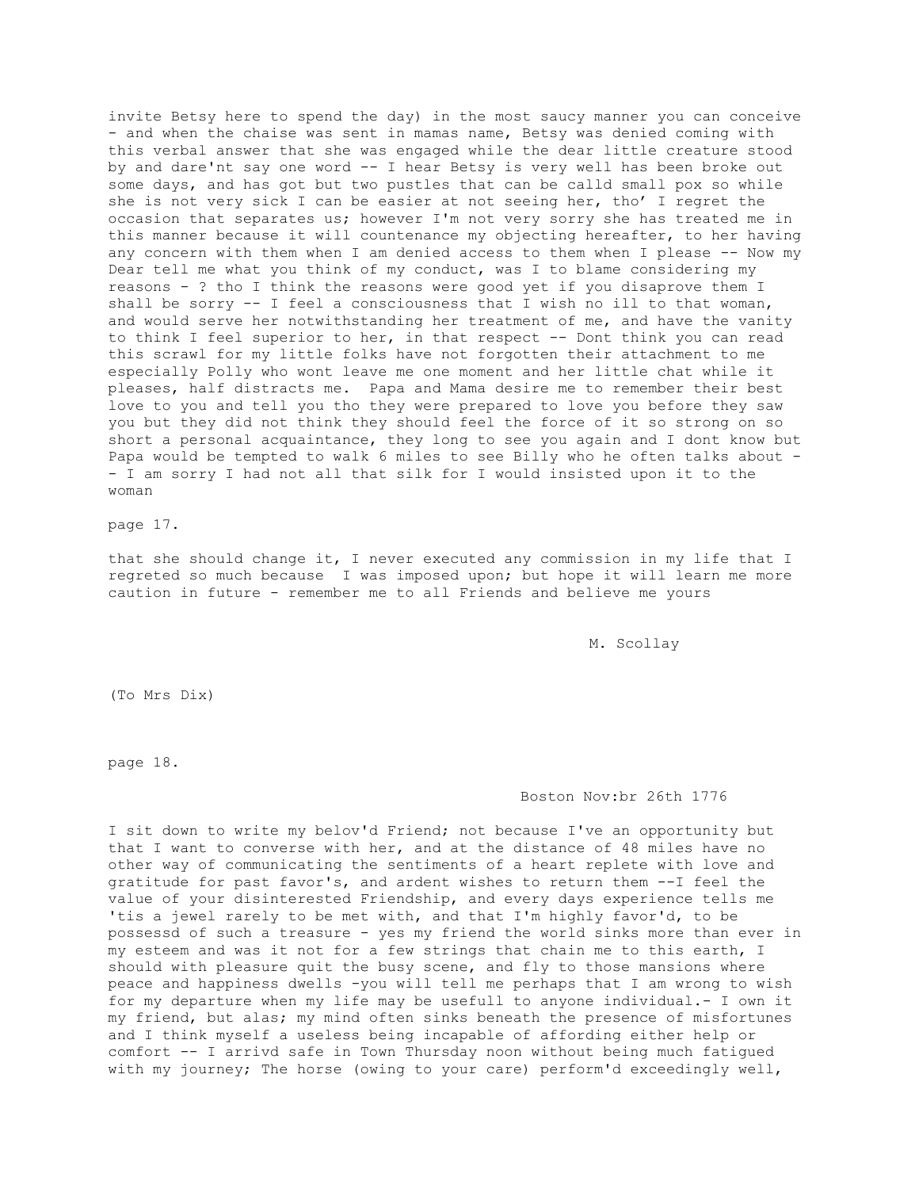invite Betsy here to spend the day) in the most saucy manner you can conceive - and when the chaise was sent in mamas name, Betsy was denied coming with this verbal answer that she was engaged while the dear little creature stood by and dare'nt say one word -- I hear Betsy is very well has been broke out some days, and has got but two pustles that can be calld small pox so while she is not very sick I can be easier at not seeing her, tho' I regret the occasion that separates us; however I'm not very sorry she has treated me in this manner because it will countenance my objecting hereafter, to her having any concern with them when I am denied access to them when I please -- Now my Dear tell me what you think of my conduct, was I to blame considering my reasons - ? tho I think the reasons were good yet if you disaprove them I shall be sorry -- I feel a consciousness that I wish no ill to that woman, and would serve her notwithstanding her treatment of me, and have the vanity to think I feel superior to her, in that respect -- Dont think you can read this scrawl for my little folks have not forgotten their attachment to me especially Polly who wont leave me one moment and her little chat while it pleases, half distracts me. Papa and Mama desire me to remember their best love to you and tell you tho they were prepared to love you before they saw you but they did not think they should feel the force of it so strong on so short a personal acquaintance, they long to see you again and I dont know but Papa would be tempted to walk 6 miles to see Billy who he often talks about -- I am sorry I had not all that silk for I would insisted upon it to the woman

page 17.

that she should change it, I never executed any commission in my life that I regreted so much because I was imposed upon; but hope it will learn me more caution in future - remember me to all Friends and believe me yours

M. Scollay

(To Mrs Dix)

page 18.

Boston Nov:br 26th 1776

I sit down to write my belov'd Friend; not because I've an opportunity but that I want to converse with her, and at the distance of 48 miles have no other way of communicating the sentiments of a heart replete with love and gratitude for past favor's, and ardent wishes to return them --I feel the value of your disinterested Friendship, and every days experience tells me 'tis a jewel rarely to be met with, and that I'm highly favor'd, to be possessd of such a treasure - yes my friend the world sinks more than ever in my esteem and was it not for a few strings that chain me to this earth, I should with pleasure quit the busy scene, and fly to those mansions where peace and happiness dwells -you will tell me perhaps that I am wrong to wish for my departure when my life may be usefull to anyone individual.- I own it my friend, but alas; my mind often sinks beneath the presence of misfortunes and I think myself a useless being incapable of affording either help or comfort -- I arrivd safe in Town Thursday noon without being much fatigued with my journey; The horse (owing to your care) perform'd exceedingly well,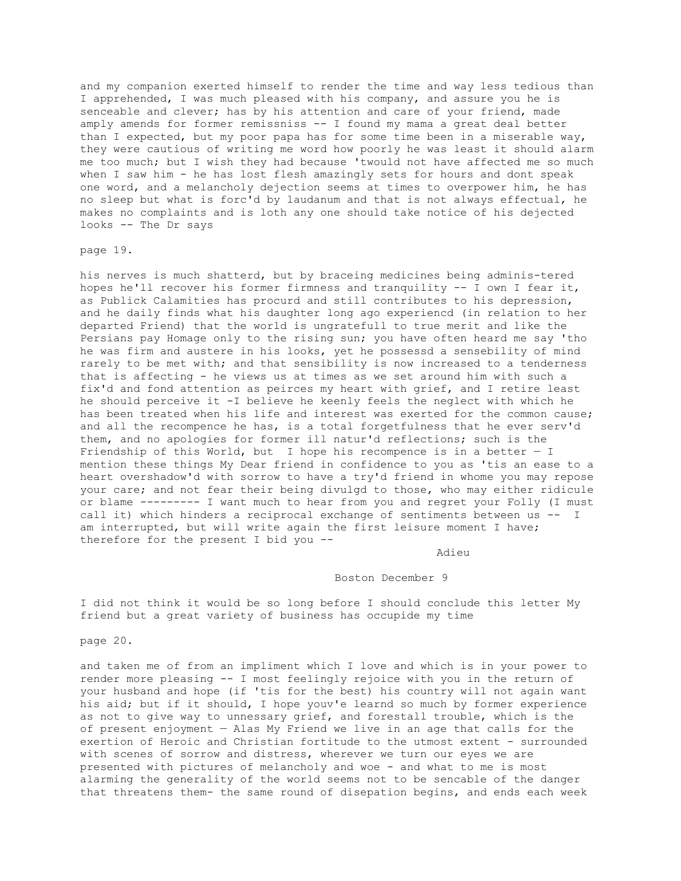and my companion exerted himself to render the time and way less tedious than I apprehended, I was much pleased with his company, and assure you he is senceable and clever; has by his attention and care of your friend, made amply amends for former remissniss -- I found my mama a great deal better than I expected, but my poor papa has for some time been in a miserable way, they were cautious of writing me word how poorly he was least it should alarm me too much; but I wish they had because 'twould not have affected me so much when I saw him - he has lost flesh amazingly sets for hours and dont speak one word, and a melancholy dejection seems at times to overpower him, he has no sleep but what is forc'd by laudanum and that is not always effectual, he makes no complaints and is loth any one should take notice of his dejected looks -- The Dr says

page 19.

his nerves is much shatterd, but by braceing medicines being adminis-tered hopes he'll recover his former firmness and tranquility -- I own I fear it, as Publick Calamities has procurd and still contributes to his depression, and he daily finds what his daughter long ago experiencd (in relation to her departed Friend) that the world is ungratefull to true merit and like the Persians pay Homage only to the rising sun; you have often heard me say 'tho he was firm and austere in his looks, yet he possessd a sensebility of mind rarely to be met with; and that sensibility is now increased to a tenderness that is affecting - he views us at times as we set around him with such a fix'd and fond attention as peirces my heart with grief, and I retire least he should perceive it -I believe he keenly feels the neglect with which he has been treated when his life and interest was exerted for the common cause; and all the recompence he has, is a total forgetfulness that he ever serv'd them, and no apologies for former ill natur'd reflections; such is the Friendship of this World, but I hope his recompence is in a better — I mention these things My Dear friend in confidence to you as 'tis an ease to a heart overshadow'd with sorrow to have a try'd friend in whome you may repose your care; and not fear their being divulgd to those, who may either ridicule or blame --------- I want much to hear from you and regret your Folly (I must call it) which hinders a reciprocal exchange of sentiments between us -- I am interrupted, but will write again the first leisure moment I have; therefore for the present I bid you --

Adieu

Boston December 9

I did not think it would be so long before I should conclude this letter My friend but a great variety of business has occupide my time

page 20.

and taken me of from an impliment which I love and which is in your power to render more pleasing -- I most feelingly rejoice with you in the return of your husband and hope (if 'tis for the best) his country will not again want his aid; but if it should, I hope youv'e learnd so much by former experience as not to give way to unnessary grief, and forestall trouble, which is the of present enjoyment — Alas My Friend we live in an age that calls for the exertion of Heroic and Christian fortitude to the utmost extent - surrounded with scenes of sorrow and distress, wherever we turn our eyes we are presented with pictures of melancholy and woe - and what to me is most alarming the generality of the world seems not to be sencable of the danger that threatens them- the same round of disepation begins, and ends each week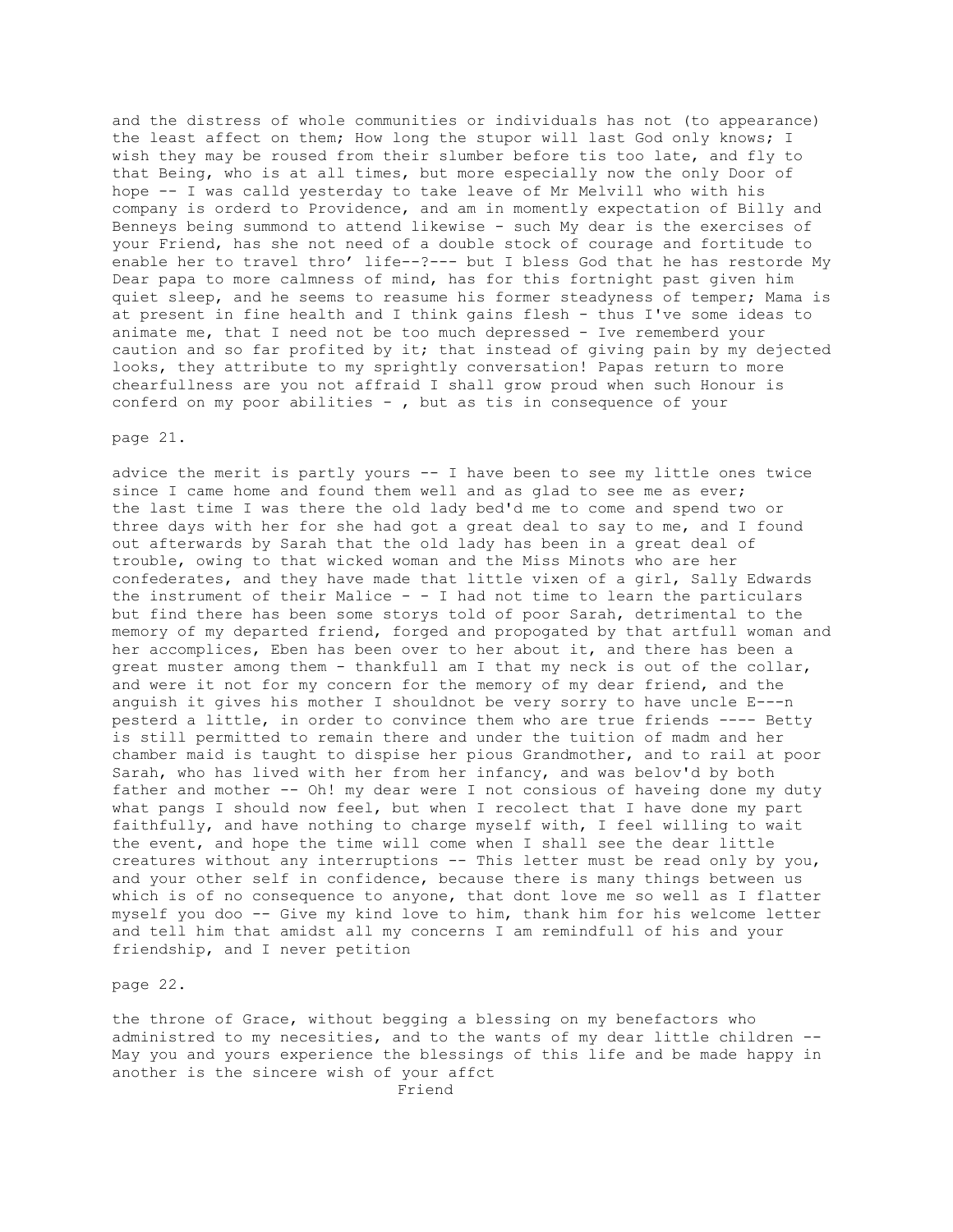and the distress of whole communities or individuals has not (to appearance) the least affect on them; How long the stupor will last God only knows; I wish they may be roused from their slumber before tis too late, and fly to that Being, who is at all times, but more especially now the only Door of hope -- I was calld yesterday to take leave of Mr Melvill who with his company is orderd to Providence, and am in momently expectation of Billy and Benneys being summond to attend likewise - such My dear is the exercises of your Friend, has she not need of a double stock of courage and fortitude to enable her to travel thro' life--?--- but I bless God that he has restorde My Dear papa to more calmness of mind, has for this fortnight past given him quiet sleep, and he seems to reasume his former steadyness of temper; Mama is at present in fine health and I think gains flesh - thus I've some ideas to animate me, that I need not be too much depressed - Ive rememberd your caution and so far profited by it; that instead of giving pain by my dejected looks, they attribute to my sprightly conversation! Papas return to more chearfullness are you not affraid I shall grow proud when such Honour is conferd on my poor abilities - , but as tis in consequence of your

page 21.

advice the merit is partly yours -- I have been to see my little ones twice since I came home and found them well and as glad to see me as ever; the last time I was there the old lady bed'd me to come and spend two or three days with her for she had got a great deal to say to me, and I found out afterwards by Sarah that the old lady has been in a great deal of trouble, owing to that wicked woman and the Miss Minots who are her confederates, and they have made that little vixen of a girl, Sally Edwards the instrument of their Malice - - I had not time to learn the particulars but find there has been some storys told of poor Sarah, detrimental to the memory of my departed friend, forged and propogated by that artfull woman and her accomplices, Eben has been over to her about it, and there has been a great muster among them - thankfull am I that my neck is out of the collar, and were it not for my concern for the memory of my dear friend, and the anguish it gives his mother I shouldnot be very sorry to have uncle E---n pesterd a little, in order to convince them who are true friends ---- Betty is still permitted to remain there and under the tuition of madm and her chamber maid is taught to dispise her pious Grandmother, and to rail at poor Sarah, who has lived with her from her infancy, and was belov'd by both father and mother -- Oh! my dear were I not consious of haveing done my duty what pangs I should now feel, but when I recolect that I have done my part faithfully, and have nothing to charge myself with, I feel willing to wait the event, and hope the time will come when I shall see the dear little creatures without any interruptions -- This letter must be read only by you, and your other self in confidence, because there is many things between us which is of no consequence to anyone, that dont love me so well as I flatter myself you doo -- Give my kind love to him, thank him for his welcome letter and tell him that amidst all my concerns I am remindfull of his and your friendship, and I never petition

page 22.

the throne of Grace, without begging a blessing on my benefactors who administred to my necesities, and to the wants of my dear little children -- May you and yours experience the blessings of this life and be made happy in another is the sincere wish of your affct

Friend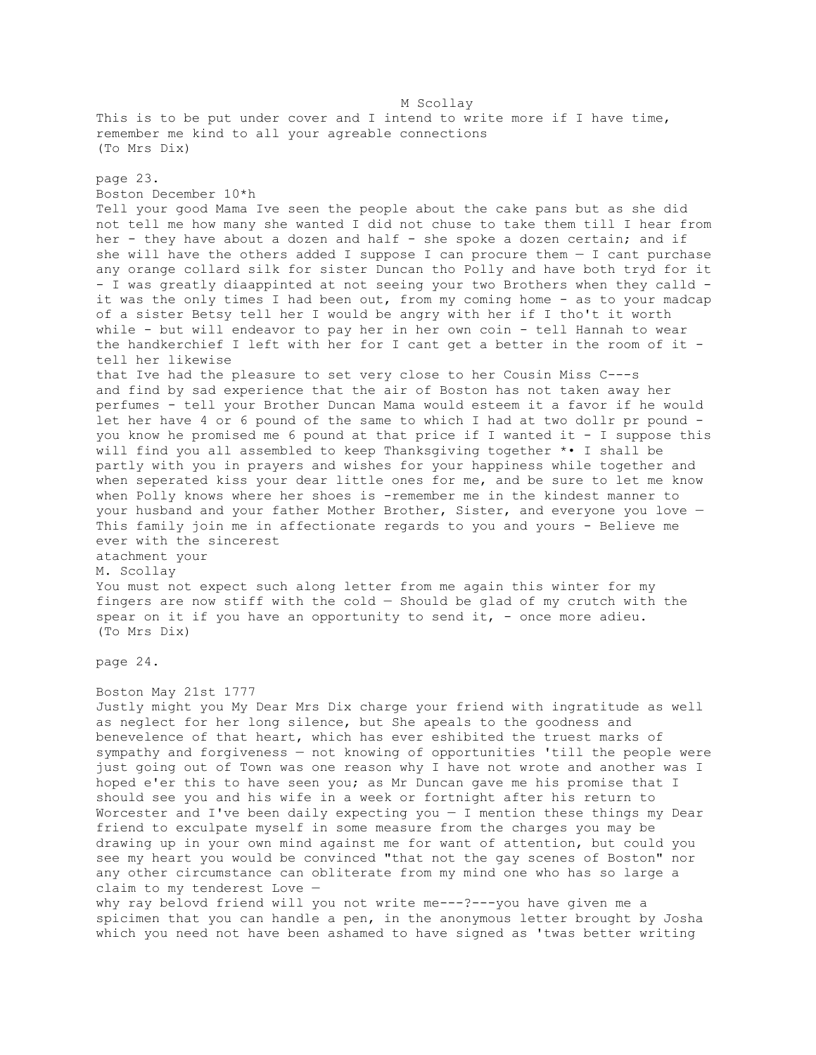M Scollay

This is to be put under cover and I intend to write more if I have time, remember me kind to all your agreable connections
(To Mrs Dix)

page 23.

Boston December 10*h

Tell your good Mama Ive seen the people about the cake pans but as she did not tell me how many she wanted I did not chuse to take them till I hear from her - they have about a dozen and half - she spoke a dozen certain; and if she will have the others added I suppose I can procure them — I cant purchase any orange collard silk for sister Duncan tho Polly and have both tryd for it - I was greatly diaappinted at not seeing your two Brothers when they calld - it was the only times I had been out, from my coming home - as to your madcap of a sister Betsy tell her I would be angry with her if I tho't it worth while - but will endeavor to pay her in her own coin - tell Hannah to wear the handkerchief I left with her for I cant get a better in the room of it - tell her likewise
that Ive had the pleasure to set very close to her Cousin Miss C---s and find by sad experience that the air of Boston has not taken away her perfumes - tell your Brother Duncan Mama would esteem it a favor if he would let her have 4 or 6 pound of the same to which I had at two dollr pr pound - you know he promised me 6 pound at that price if I wanted it - I suppose this will find you all assembled to keep Thanksgiving together *• I shall be partly with you in prayers and wishes for your happiness while together and when seperated kiss your dear little ones for me, and be sure to let me know when Polly knows where her shoes is -remember me in the kindest manner to your husband and your father Mother Brother, Sister, and everyone you love — This family join me in affectionate regards to you and yours - Believe me ever with the sincerest
atachment your
M. Scollay

You must not expect such along letter from me again this winter for my fingers are now stiff with the cold — Should be glad of my crutch with the spear on it if you have an opportunity to send it, - once more adieu.
(To Mrs Dix)

page 24.

Boston May 21st 1777

Justly might you My Dear Mrs Dix charge your friend with ingratitude as well as neglect for her long silence, but She apeals to the goodness and benevelence of that heart, which has ever eshibited the truest marks of sympathy and forgiveness — not knowing of opportunities 'till the people were just going out of Town was one reason why I have not wrote and another was I hoped e'er this to have seen you; as Mr Duncan gave me his promise that I should see you and his wife in a week or fortnight after his return to Worcester and I've been daily expecting you — I mention these things my Dear friend to exculpate myself in some measure from the charges you may be drawing up in your own mind against me for want of attention, but could you see my heart you would be convinced "that not the gay scenes of Boston" nor any other circumstance can obliterate from my mind one who has so large a claim to my tenderest Love —
why ray belovd friend will you not write me---?---you have given me a spicimen that you can handle a pen, in the anonymous letter brought by Josha which you need not have been ashamed to have signed as 'twas better writing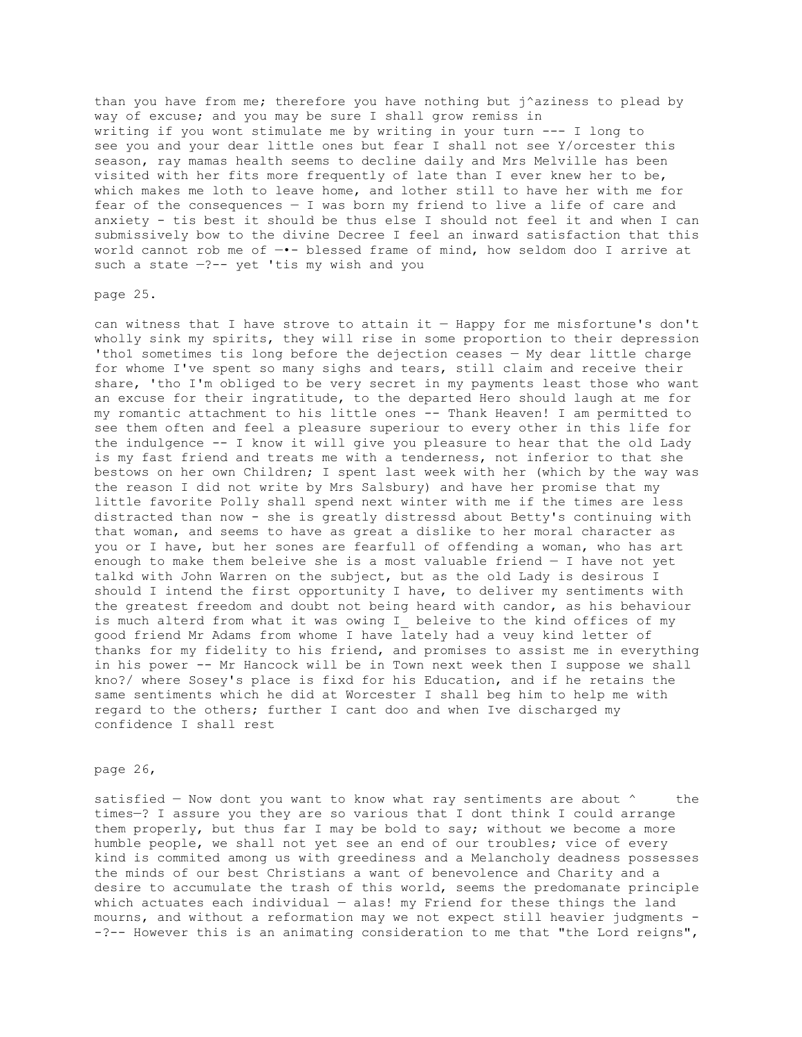than you have from me; therefore you have nothing but j^aziness to plead by way of excuse; and you may be sure I shall grow remiss in writing if you wont stimulate me by writing in your turn --- I long to see you and your dear little ones but fear I shall not see Y/orcester this season, ray mamas health seems to decline daily and Mrs Melville has been visited with her fits more frequently of late than I ever knew her to be, which makes me loth to leave home, and lother still to have her with me for fear of the consequences — I was born my friend to live a life of care and anxiety - tis best it should be thus else I should not feel it and when I can submissively bow to the divine Decree I feel an inward satisfaction that this world cannot rob me of —•- blessed frame of mind, how seldom doo I arrive at such a state —?-- yet 'tis my wish and you

page 25.

can witness that I have strove to attain it — Happy for me misfortune's don't wholly sink my spirits, they will rise in some proportion to their depression 'tho1 sometimes tis long before the dejection ceases — My dear little charge for whome I've spent so many sighs and tears, still claim and receive their share, 'tho I'm obliged to be very secret in my payments least those who want an excuse for their ingratitude, to the departed Hero should laugh at me for my romantic attachment to his little ones -- Thank Heaven! I am permitted to see them often and feel a pleasure superiour to every other in this life for the indulgence -- I know it will give you pleasure to hear that the old Lady is my fast friend and treats me with a tenderness, not inferior to that she bestows on her own Children; I spent last week with her (which by the way was the reason I did not write by Mrs Salsbury) and have her promise that my little favorite Polly shall spend next winter with me if the times are less distracted than now - she is greatly distressd about Betty's continuing with that woman, and seems to have as great a dislike to her moral character as you or I have, but her sones are fearfull of offending a woman, who has art enough to make them beleive she is a most valuable friend — I have not yet talkd with John Warren on the subject, but as the old Lady is desirous I should I intend the first opportunity I have, to deliver my sentiments with the greatest freedom and doubt not being heard with candor, as his behaviour is much alterd from what it was owing I_ beleive to the kind offices of my good friend Mr Adams from whome I have lately had a veuy kind letter of thanks for my fidelity to his friend, and promises to assist me in everything in his power -- Mr Hancock will be in Town next week then I suppose we shall kno?/ where Sosey's place is fixd for his Education, and if he retains the same sentiments which he did at Worcester I shall beg him to help me with regard to the others; further I cant doo and when Ive discharged my confidence I shall rest

page 26,

satisfied — Now dont you want to know what ray sentiments are about ^ the times—? I assure you they are so various that I dont think I could arrange them properly, but thus far I may be bold to say; without we become a more humble people, we shall not yet see an end of our troubles; vice of every kind is commited among us with greediness and a Melancholy deadness possesses the minds of our best Christians a want of benevolence and Charity and a desire to accumulate the trash of this world, seems the predomanate principle which actuates each individual — alas! my Friend for these things the land mourns, and without a reformation may we not expect still heavier judgments - -?-- However this is an animating consideration to me that "the Lord reigns",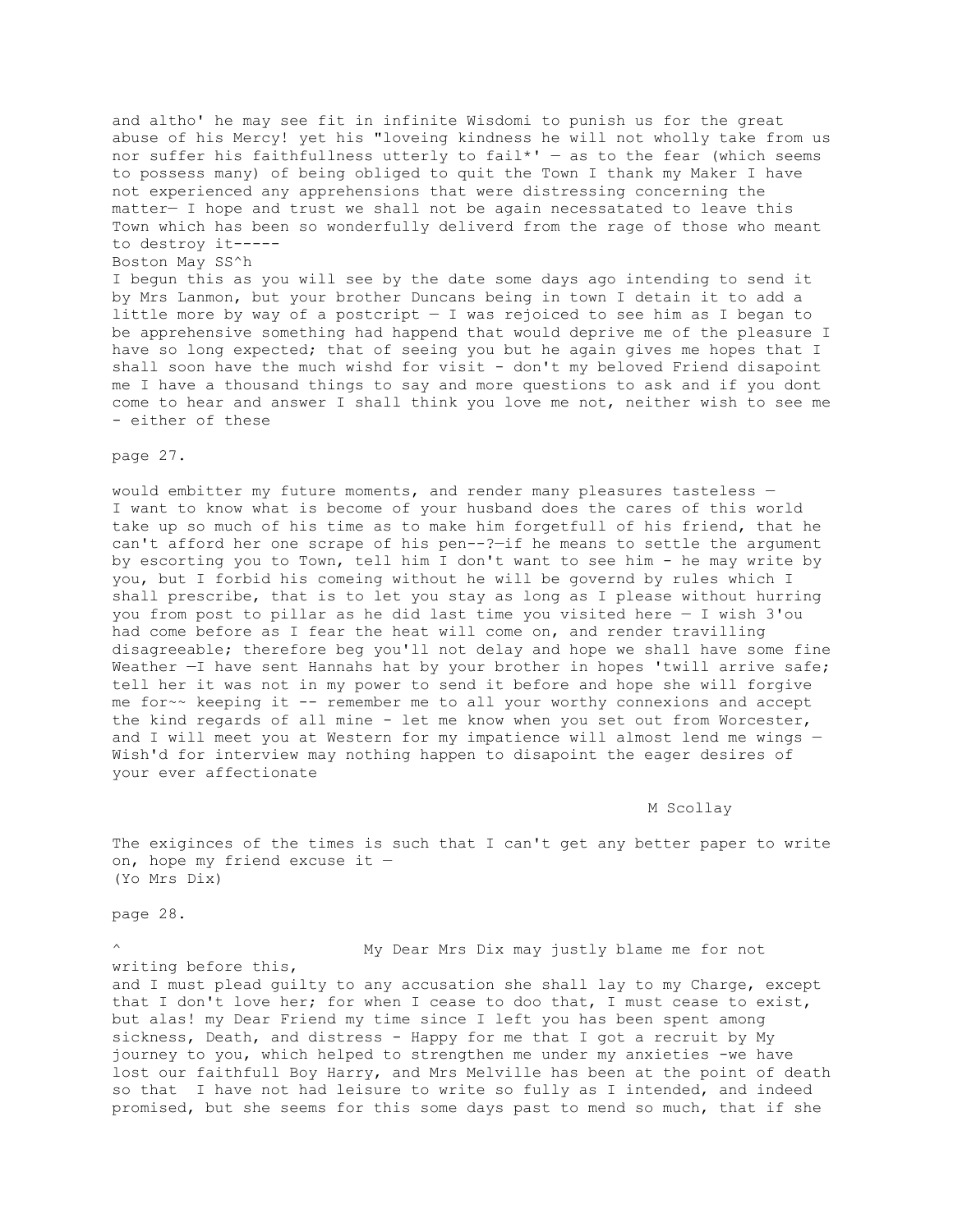and altho' he may see fit in infinite Wisdomi to punish us for the great abuse of his Mercy! yet his "loveing kindness he will not wholly take from us nor suffer his faithfullness utterly to fail*' — as to the fear (which seems to possess many) of being obliged to quit the Town I thank my Maker I have not experienced any apprehensions that were distressing concerning the matter— I hope and trust we shall not be again necessatated to leave this Town which has been so wonderfully deliverd from the rage of those who meant to destroy it-----

Boston May SS^h

I begun this as you will see by the date some days ago intending to send it by Mrs Lanmon, but your brother Duncans being in town I detain it to add a little more by way of a postcript — I was rejoiced to see him as I began to be apprehensive something had happend that would deprive me of the pleasure I have so long expected; that of seeing you but he again gives me hopes that I shall soon have the much wishd for visit - don't my beloved Friend disapoint me I have a thousand things to say and more questions to ask and if you dont come to hear and answer I shall think you love me not, neither wish to see me - either of these

page 27.

would embitter my future moments, and render many pleasures tasteless — I want to know what is become of your husband does the cares of this world take up so much of his time as to make him forgetfull of his friend, that he can't afford her one scrape of his pen--?—if he means to settle the argument by escorting you to Town, tell him I don't want to see him - he may write by you, but I forbid his comeing without he will be governd by rules which I shall prescribe, that is to let you stay as long as I please without hurring you from post to pillar as he did last time you visited here — I wish 3'ou had come before as I fear the heat will come on, and render travilling disagreeable; therefore beg you'll not delay and hope we shall have some fine Weather —I have sent Hannahs hat by your brother in hopes 'twill arrive safe; tell her it was not in my power to send it before and hope she will forgive me for~~ keeping it -- remember me to all your worthy connexions and accept the kind regards of all mine - let me know when you set out from Worcester, and I will meet you at Western for my impatience will almost lend me wings — Wish'd for interview may nothing happen to disapoint the eager desires of your ever affectionate

M Scollay

The exiginces of the times is such that I can't get any better paper to write on, hope my friend excuse it —
(Yo Mrs Dix)

page 28.

^ My Dear Mrs Dix may justly blame me for not writing before this, and I must plead guilty to any accusation she shall lay to my Charge, except that I don't love her; for when I cease to doo that, I must cease to exist, but alas! my Dear Friend my time since I left you has been spent among sickness, Death, and distress - Happy for me that I got a recruit by My journey to you, which helped to strengthen me under my anxieties -we have lost our faithfull Boy Harry, and Mrs Melville has been at the point of death so that I have not had leisure to write so fully as I intended, and indeed promised, but she seems for this some days past to mend so much, that if she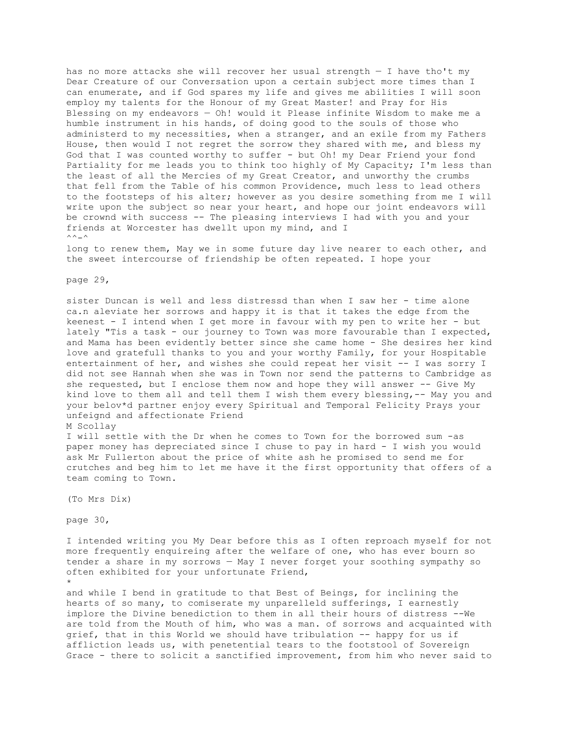has no more attacks she will recover her usual strength — I have tho't my Dear Creature of our Conversation upon a certain subject more times than I can enumerate, and if God spares my life and gives me abilities I will soon employ my talents for the Honour of my Great Master! and Pray for His Blessing on my endeavors — Oh! would it Please infinite Wisdom to make me a humble instrument in his hands, of doing good to the souls of those who administerd to my necessities, when a stranger, and an exile from my Fathers House, then would I not regret the sorrow they shared with me, and bless my God that I was counted worthy to suffer - but Oh! my Dear Friend your fond Partiality for me leads you to think too highly of My Capacity; I'm less than the least of all the Mercies of my Great Creator, and unworthy the crumbs that fell from the Table of his common Providence, much less to lead others to the footsteps of his alter; however as you desire something from me I will write upon the subject so near your heart, and hope our joint endeavors will be crownd with success -- The pleasing interviews I had with you and your friends at Worcester has dwellt upon my mind, and I
^^-^
long to renew them, May we in some future day live nearer to each other, and the sweet intercourse of friendship be often repeated. I hope your

page 29,

sister Duncan is well and less distressd than when I saw her - time alone ca.n aleviate her sorrows and happy it is that it takes the edge from the keenest - I intend when I get more in favour with my pen to write her - but lately "Tis a task - our journey to Town was more favourable than I expected, and Mama has been evidently better since she came home - She desires her kind love and gratefull thanks to you and your worthy Family, for your Hospitable entertainment of her, and wishes she could repeat her visit -- I was sorry I did not see Hannah when she was in Town nor send the patterns to Cambridge as she requested, but I enclose them now and hope they will answer -- Give My kind love to them all and tell them I wish them every blessing,-- May you and your belov*d partner enjoy every Spiritual and Temporal Felicity Prays your unfeignd and affectionate Friend
M Scollay
I will settle with the Dr when he comes to Town for the borrowed sum -as paper money has depreciated since I chuse to pay in hard - I wish you would ask Mr Fullerton about the price of white ash he promised to send me for crutches and beg him to let me have it the first opportunity that offers of a team coming to Town.

(To Mrs Dix)

page 30,

I intended writing you My Dear before this as I often reproach myself for not more frequently enquireing after the welfare of one, who has ever bourn so tender a share in my sorrows — May I never forget your soothing sympathy so often exhibited for your unfortunate Friend,
*
and while I bend in gratitude to that Best of Beings, for inclining the hearts of so many, to comiserate my unparelleld sufferings, I earnestly implore the Divine benediction to them in all their hours of distress --We are told from the Mouth of him, who was a man. of sorrows and acquainted with grief, that in this World we should have tribulation -- happy for us if affliction leads us, with penetential tears to the footstool of Sovereign Grace - there to solicit a sanctified improvement, from him who never said to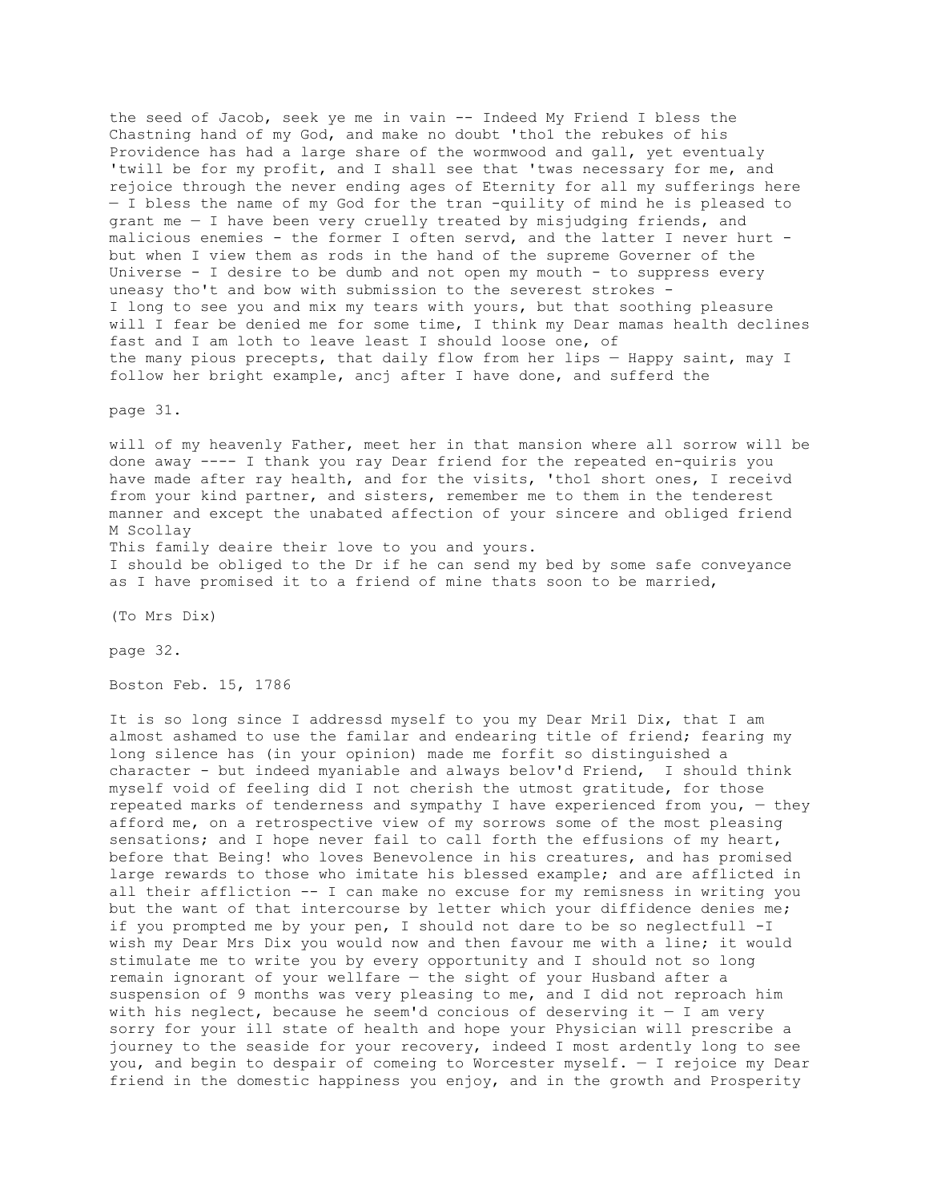the seed of Jacob, seek ye me in vain -- Indeed My Friend I bless the Chastning hand of my God, and make no doubt 'tho1 the rebukes of his Providence has had a large share of the wormwood and gall, yet eventualy 'twill be for my profit, and I shall see that 'twas necessary for me, and rejoice through the never ending ages of Eternity for all my sufferings here — I bless the name of my God for the tran -quility of mind he is pleased to grant me — I have been very cruelly treated by misjudging friends, and malicious enemies - the former I often servd, and the latter I never hurt - but when I view them as rods in the hand of the supreme Governer of the Universe - I desire to be dumb and not open my mouth - to suppress every uneasy tho't and bow with submission to the severest strokes -
I long to see you and mix my tears with yours, but that soothing pleasure will I fear be denied me for some time, I think my Dear mamas health declines fast and I am loth to leave least I should loose one, of the many pious precepts, that daily flow from her lips — Happy saint, may I follow her bright example, ancj after I have done, and sufferd the

page 31.

will of my heavenly Father, meet her in that mansion where all sorrow will be done away ---- I thank you ray Dear friend for the repeated en-quiris you have made after ray health, and for the visits, 'tho1 short ones, I receivd from your kind partner, and sisters, remember me to them in the tenderest manner and except the unabated affection of your sincere and obliged friend M Scollay

This family deaire their love to you and yours.

I should be obliged to the Dr if he can send my bed by some safe conveyance as I have promised it to a friend of mine thats soon to be married,

(To Mrs Dix)

page 32.

Boston Feb. 15, 1786

It is so long since I addressd myself to you my Dear Mri1 Dix, that I am almost ashamed to use the familar and endearing title of friend; fearing my long silence has (in your opinion) made me forfit so distinguished a character - but indeed myaniable and always belov'd Friend, I should think myself void of feeling did I not cherish the utmost gratitude, for those repeated marks of tenderness and sympathy I have experienced from you, — they afford me, on a retrospective view of my sorrows some of the most pleasing sensations; and I hope never fail to call forth the effusions of my heart, before that Being! who loves Benevolence in his creatures, and has promised large rewards to those who imitate his blessed example; and are afflicted in all their affliction -- I can make no excuse for my remisness in writing you but the want of that intercourse by letter which your diffidence denies me; if you prompted me by your pen, I should not dare to be so neglectfull -I wish my Dear Mrs Dix you would now and then favour me with a line; it would stimulate me to write you by every opportunity and I should not so long remain ignorant of your wellfare — the sight of your Husband after a suspension of 9 months was very pleasing to me, and I did not reproach him with his neglect, because he seem'd concious of deserving it — I am very sorry for your ill state of health and hope your Physician will prescribe a journey to the seaside for your recovery, indeed I most ardently long to see you, and begin to despair of comeing to Worcester myself. — I rejoice my Dear friend in the domestic happiness you enjoy, and in the growth and Prosperity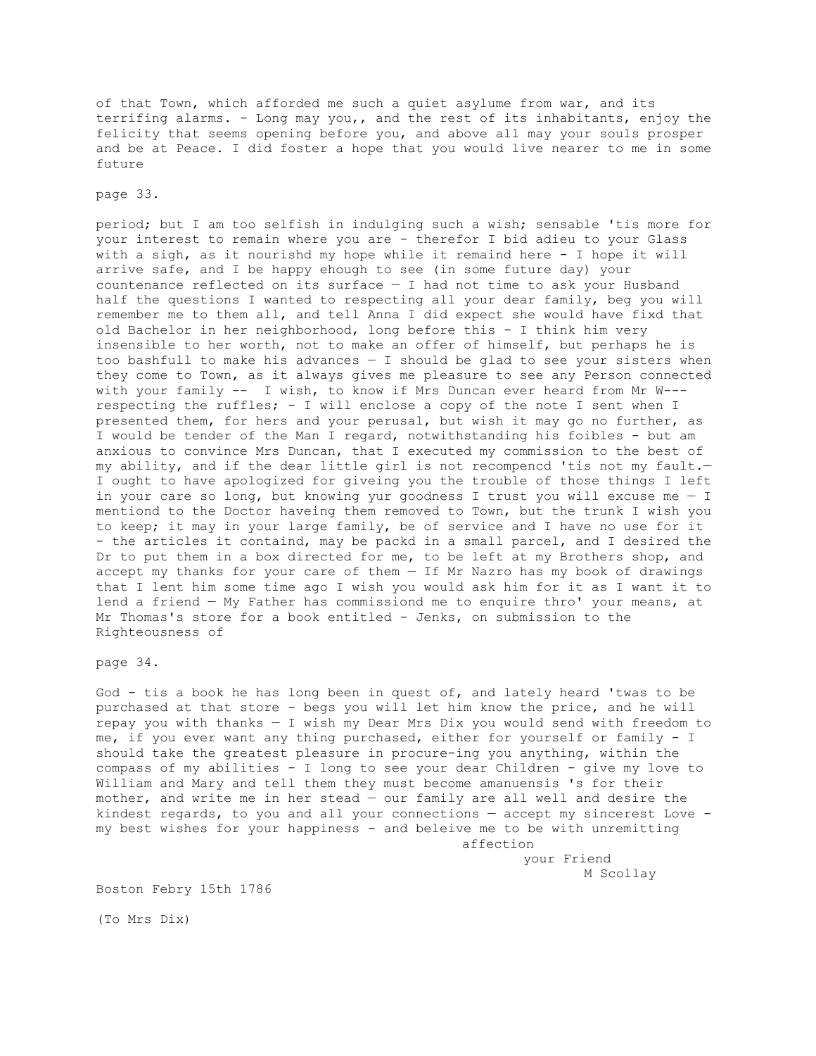of that Town, which afforded me such a quiet asylume from war, and its terrifing alarms. - Long may you,, and the rest of its inhabitants, enjoy the felicity that seems opening before you, and above all may your souls prosper and be at Peace. I did foster a hope that you would live nearer to me in some future

page 33.

period; but I am too selfish in indulging such a wish; sensable 'tis more for your interest to remain where you are - therefor I bid adieu to your Glass with a sigh, as it nourishd my hope while it remaind here - I hope it will arrive safe, and I be happy ehough to see (in some future day) your countenance reflected on its surface — I had not time to ask your Husband half the questions I wanted to respecting all your dear family, beg you will remember me to them all, and tell Anna I did expect she would have fixd that old Bachelor in her neighborhood, long before this - I think him very insensible to her worth, not to make an offer of himself, but perhaps he is too bashfull to make his advances — I should be glad to see your sisters when they come to Town, as it always gives me pleasure to see any Person connected with your family -- I wish, to know if Mrs Duncan ever heard from Mr W--- respecting the ruffles; - I will enclose a copy of the note I sent when I presented them, for hers and your perusal, but wish it may go no further, as I would be tender of the Man I regard, notwithstanding his foibles - but am anxious to convince Mrs Duncan, that I executed my commission to the best of my ability, and if the dear little girl is not recompencd 'tis not my fault.— I ought to have apologized for giveing you the trouble of those things I left in your care so long, but knowing yur goodness I trust you will excuse me — I mentiond to the Doctor haveing them removed to Town, but the trunk I wish you to keep; it may in your large family, be of service and I have no use for it - the articles it containd, may be packd in a small parcel, and I desired the Dr to put them in a box directed for me, to be left at my Brothers shop, and accept my thanks for your care of them — If Mr Nazro has my book of drawings that I lent him some time ago I wish you would ask him for it as I want it to lend a friend — My Father has commissiond me to enquire thro' your means, at Mr Thomas's store for a book entitled - Jenks, on submission to the Righteousness of

page 34.

God - tis a book he has long been in quest of, and lately heard 'twas to be purchased at that store - begs you will let him know the price, and he will repay you with thanks — I wish my Dear Mrs Dix you would send with freedom to me, if you ever want any thing purchased, either for yourself or family - I should take the greatest pleasure in procure-ing you anything, within the compass of my abilities - I long to see your dear Children - give my love to William and Mary and tell them they must become amanuensis 's for their mother, and write me in her stead — our family are all well and desire the kindest regards, to you and all your connections — accept my sincerest Love - my best wishes for your happiness - and beleive me to be with unremitting

affection

your Friend

M Scollay

Boston Febry 15th 1786

(To Mrs Dix)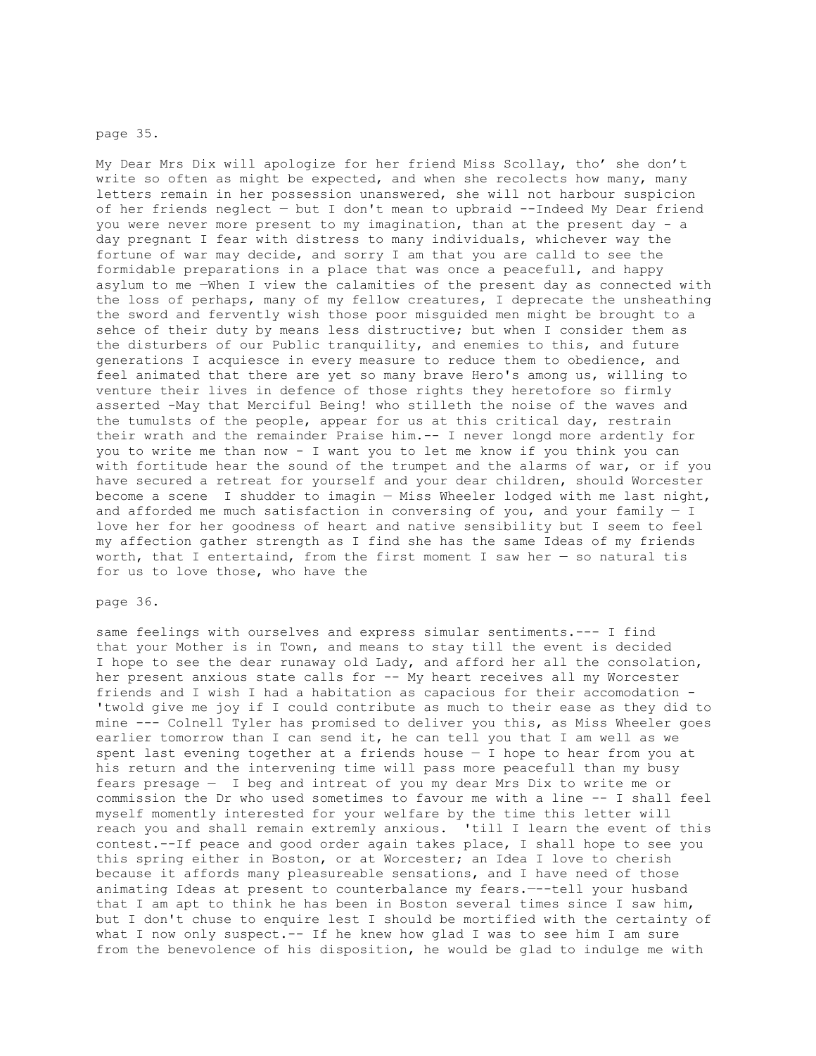page 35.

My Dear Mrs Dix will apologize for her friend Miss Scollay, tho' she don't write so often as might be expected, and when she recolects how many, many letters remain in her possession unanswered, she will not harbour suspicion of her friends neglect — but I don't mean to upbraid --Indeed My Dear friend you were never more present to my imagination, than at the present day - a day pregnant I fear with distress to many individuals, whichever way the fortune of war may decide, and sorry I am that you are calld to see the formidable preparations in a place that was once a peacefull, and happy asylum to me —When I view the calamities of the present day as connected with the loss of perhaps, many of my fellow creatures, I deprecate the unsheathing the sword and fervently wish those poor misguided men might be brought to a sehce of their duty by means less distructive; but when I consider them as the disturbers of our Public tranquility, and enemies to this, and future generations I acquiesce in every measure to reduce them to obedience, and feel animated that there are yet so many brave Hero's among us, willing to venture their lives in defence of those rights they heretofore so firmly asserted -May that Merciful Being! who stilleth the noise of the waves and the tumulsts of the people, appear for us at this critical day, restrain their wrath and the remainder Praise him.-- I never longd more ardently for you to write me than now - I want you to let me know if you think you can with fortitude hear the sound of the trumpet and the alarms of war, or if you have secured a retreat for yourself and your dear children, should Worcester become a scene  I shudder to imagin — Miss Wheeler lodged with me last night, and afforded me much satisfaction in conversing of you, and your family — I love her for her goodness of heart and native sensibility but I seem to feel my affection gather strength as I find she has the same Ideas of my friends worth, that I entertaind, from the first moment I saw her — so natural tis for us to love those, who have the

page 36.

same feelings with ourselves and express simular sentiments.--- I find that your Mother is in Town, and means to stay till the event is decided I hope to see the dear runaway old Lady, and afford her all the consolation, her present anxious state calls for -- My heart receives all my Worcester friends and I wish I had a habitation as capacious for their accomodation - 'twold give me joy if I could contribute as much to their ease as they did to mine --- Colnell Tyler has promised to deliver you this, as Miss Wheeler goes earlier tomorrow than I can send it, he can tell you that I am well as we spent last evening together at a friends house — I hope to hear from you at his return and the intervening time will pass more peacefull than my busy fears presage —  I beg and intreat of you my dear Mrs Dix to write me or commission the Dr who used sometimes to favour me with a line -- I shall feel myself momently interested for your welfare by the time this letter will reach you and shall remain extremly anxious.  'till I learn the event of this contest.--If peace and good order again takes place, I shall hope to see you this spring either in Boston, or at Worcester; an Idea I love to cherish because it affords many pleasureable sensations, and I have need of those animating Ideas at present to counterbalance my fears.—--tell your husband that I am apt to think he has been in Boston several times since I saw him, but I don't chuse to enquire lest I should be mortified with the certainty of what I now only suspect.-- If he knew how glad I was to see him I am sure from the benevolence of his disposition, he would be glad to indulge me with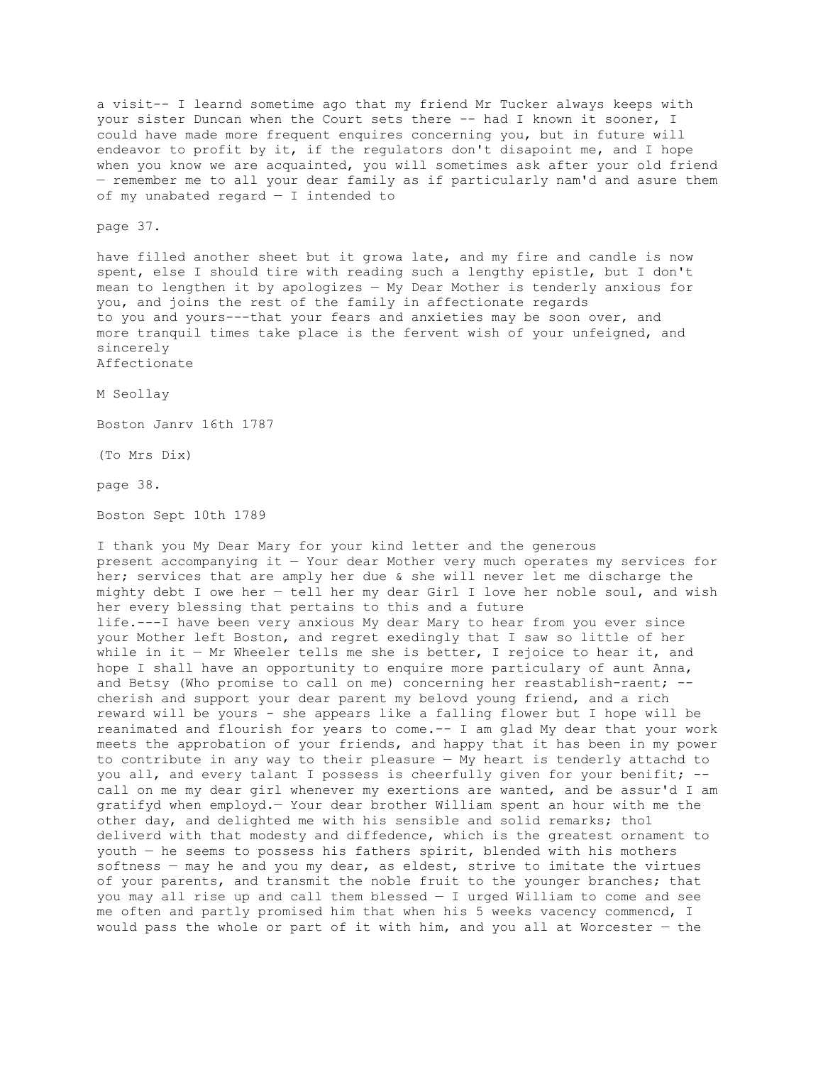a visit-- I learnd sometime ago that my friend Mr Tucker always keeps with your sister Duncan when the Court sets there -- had I known it sooner, I could have made more frequent enquires concerning you, but in future will endeavor to profit by it, if the regulators don't disapoint me, and I hope when you know we are acquainted, you will sometimes ask after your old friend — remember me to all your dear family as if particularly nam'd and asure them of my unabated regard — I intended to

page 37.

have filled another sheet but it growa late, and my fire and candle is now spent, else I should tire with reading such a lengthy epistle, but I don't mean to lengthen it by apologizes — My Dear Mother is tenderly anxious for you, and joins the rest of the family in affectionate regards to you and yours---that your fears and anxieties may be soon over, and more tranquil times take place is the fervent wish of your unfeigned, and sincerely
Affectionate

M Seollay

Boston Janrv 16th 1787

(To Mrs Dix)

page 38.

Boston Sept 10th 1789

I thank you My Dear Mary for your kind letter and the generous present accompanying it — Your dear Mother very much operates my services for her; services that are amply her due & she will never let me discharge the mighty debt I owe her — tell her my dear Girl I love her noble soul, and wish her every blessing that pertains to this and a future life.---I have been very anxious My dear Mary to hear from you ever since your Mother left Boston, and regret exedingly that I saw so little of her while in it — Mr Wheeler tells me she is better, I rejoice to hear it, and hope I shall have an opportunity to enquire more particular of aunt Anna, and Betsy (Who promise to call on me) concerning her reastablish-raent; -- cherish and support your dear parent my belovd young friend, and a rich reward will be yours - she appears like a falling flower but I hope will be reanimated and flourish for years to come.-- I am glad My dear that your work meets the approbation of your friends, and happy that it has been in my power to contribute in any way to their pleasure — My heart is tenderly attachd to you all, and every talant I possess is cheerfully given for your benifit; -- call on me my dear girl whenever my exertions are wanted, and be assur'd I am gratifyd when employd.— Your dear brother William spent an hour with me the other day, and delighted me with his sensible and solid remarks; tho1 deliverd with that modesty and diffedence, which is the greatest ornament to youth — he seems to possess his fathers spirit, blended with his mothers softness — may he and you my dear, as eldest, strive to imitate the virtues of your parents, and transmit the noble fruit to the younger branches; that you may all rise up and call them blessed — I urged William to come and see me often and partly promised him that when his 5 weeks vacency commencd, I would pass the whole or part of it with him, and you all at Worcester — the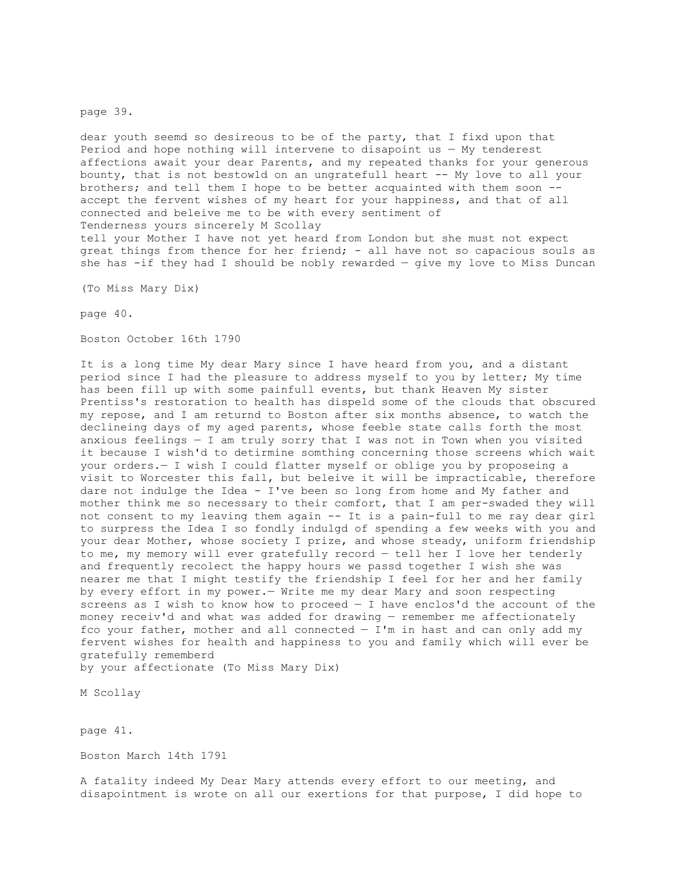page 39.

dear youth seemd so desireous to be of the party, that I fixd upon that Period and hope nothing will intervene to disapoint us — My tenderest affections await your dear Parents, and my repeated thanks for your generous bounty, that is not bestow1d on an ungratefull heart -- My love to all your brothers; and tell them I hope to be better acquainted with them soon -- accept the fervent wishes of my heart for your happiness, and that of all connected and beleive me to be with every sentiment of Tenderness yours sincerely M Scollay
tell your Mother I have not yet heard from London but she must not expect great things from thence for her friend; - all have not so capacious souls as she has -if they had I should be nobly rewarded — give my love to Miss Duncan

(To Miss Mary Dix)

page 40.

Boston October 16th 1790

It is a long time My dear Mary since I have heard from you, and a distant period since I had the pleasure to address myself to you by letter; My time has been fill up with some painfull events, but thank Heaven My sister Prentiss's restoration to health has dispeld some of the clouds that obscured my repose, and I am returnd to Boston after six months absence, to watch the declineing days of my aged parents, whose feeble state calls forth the most anxious feelings — I am truly sorry that I was not in Town when you visited it because I wish'd to detirmine somthing concerning those screens which wait your orders.— I wish I could flatter myself or oblige you by proposeing a visit to Worcester this fall, but beleive it will be impracticable, therefore dare not indulge the Idea - I've been so long from home and My father and mother think me so necessary to their comfort, that I am per-swaded they will not consent to my leaving them again -- It is a pain-full to me ray dear girl to surpress the Idea I so fondly indulgd of spending a few weeks with you and your dear Mother, whose society I prize, and whose steady, uniform friendship to me, my memory will ever gratefully record — tell her I love her tenderly and frequently recolect the happy hours we passd together I wish she was nearer me that I might testify the friendship I feel for her and her family by every effort in my power.— Write me my dear Mary and soon respecting screens as I wish to know how to proceed — I have enclos'd the account of the money receiv'd and what was added for drawing — remember me affectionately fco your father, mother and all connected — I'm in hast and can only add my fervent wishes for health and happiness to you and family which will ever be gratefully rememberd
by your affectionate (To Miss Mary Dix)

M Scollay

page 41.

Boston March 14th 1791

A fatality indeed My Dear Mary attends every effort to our meeting, and disapointment is wrote on all our exertions for that purpose, I did hope to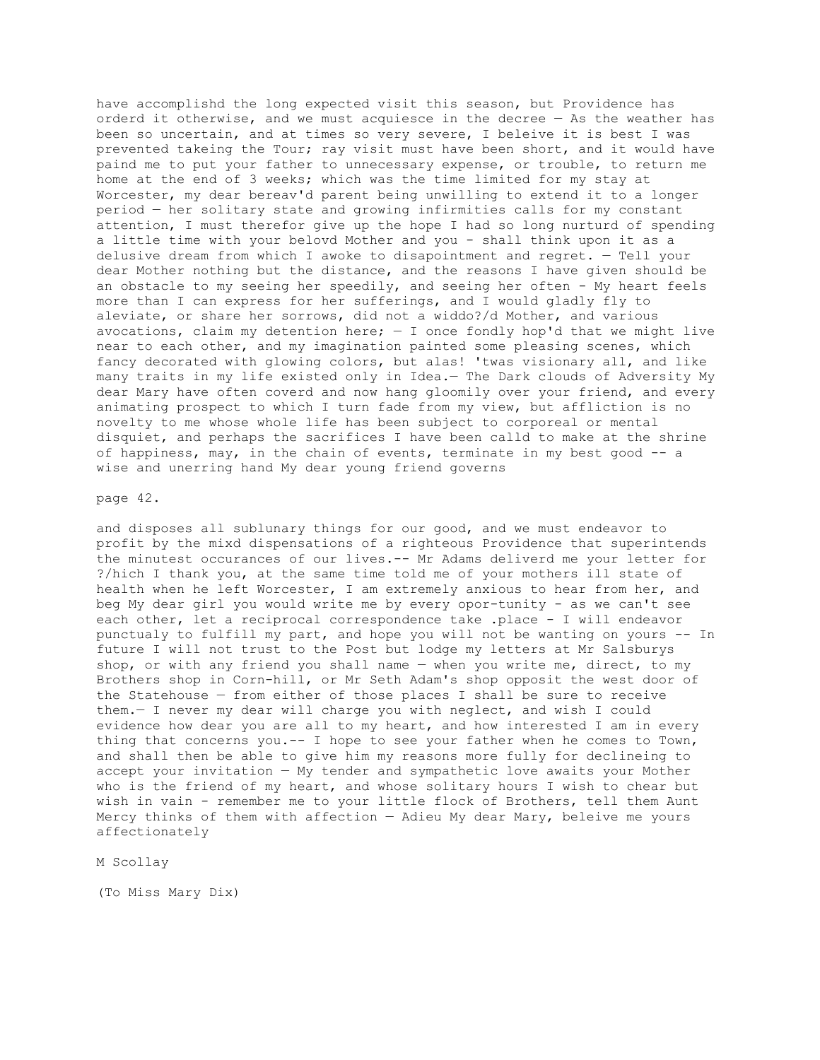have accomplishd the long expected visit this season, but Providence has orderd it otherwise, and we must acquiesce in the decree — As the weather has been so uncertain, and at times so very severe, I beleive it is best I was prevented takeing the Tour; ray visit must have been short, and it would have paind me to put your father to unnecessary expense, or trouble, to return me home at the end of 3 weeks; which was the time limited for my stay at Worcester, my dear bereav'd parent being unwilling to extend it to a longer period — her solitary state and growing infirmities calls for my constant attention, I must therefor give up the hope I had so long nurturd of spending a little time with your belovd Mother and you - shall think upon it as a delusive dream from which I awoke to disapointment and regret. — Tell your dear Mother nothing but the distance, and the reasons I have given should be an obstacle to my seeing her speedily, and seeing her often - My heart feels more than I can express for her sufferings, and I would gladly fly to aleviate, or share her sorrows, did not a widdo?/d Mother, and various avocations, claim my detention here; — I once fondly hop'd that we might live near to each other, and my imagination painted some pleasing scenes, which fancy decorated with glowing colors, but alas! 'twas visionary all, and like many traits in my life existed only in Idea.— The Dark clouds of Adversity My dear Mary have often coverd and now hang gloomily over your friend, and every animating prospect to which I turn fade from my view, but affliction is no novelty to me whose whole life has been subject to corporeal or mental disquiet, and perhaps the sacrifices I have been calld to make at the shrine of happiness, may, in the chain of events, terminate in my best good -- a wise and unerring hand My dear young friend governs

page 42.

and disposes all sublunary things for our good, and we must endeavor to profit by the mixd dispensations of a righteous Providence that superintends the minutest occurances of our lives.-- Mr Adams deliverd me your letter for ?/hich I thank you, at the same time told me of your mothers ill state of health when he left Worcester, I am extremely anxious to hear from her, and beg My dear girl you would write me by every opor-tunity - as we can't see each other, let a reciprocal correspondence take .place - I will endeavor punctualy to fulfill my part, and hope you will not be wanting on yours -- In future I will not trust to the Post but lodge my letters at Mr Salsburys shop, or with any friend you shall name — when you write me, direct, to my Brothers shop in Corn-hill, or Mr Seth Adam's shop opposit the west door of the Statehouse — from either of those places I shall be sure to receive them.— I never my dear will charge you with neglect, and wish I could evidence how dear you are all to my heart, and how interested I am in every thing that concerns you.-- I hope to see your father when he comes to Town, and shall then be able to give him my reasons more fully for declineing to accept your invitation — My tender and sympathetic love awaits your Mother who is the friend of my heart, and whose solitary hours I wish to chear but wish in vain - remember me to your little flock of Brothers, tell them Aunt Mercy thinks of them with affection — Adieu My dear Mary, beleive me yours affectionately

M Scollay

(To Miss Mary Dix)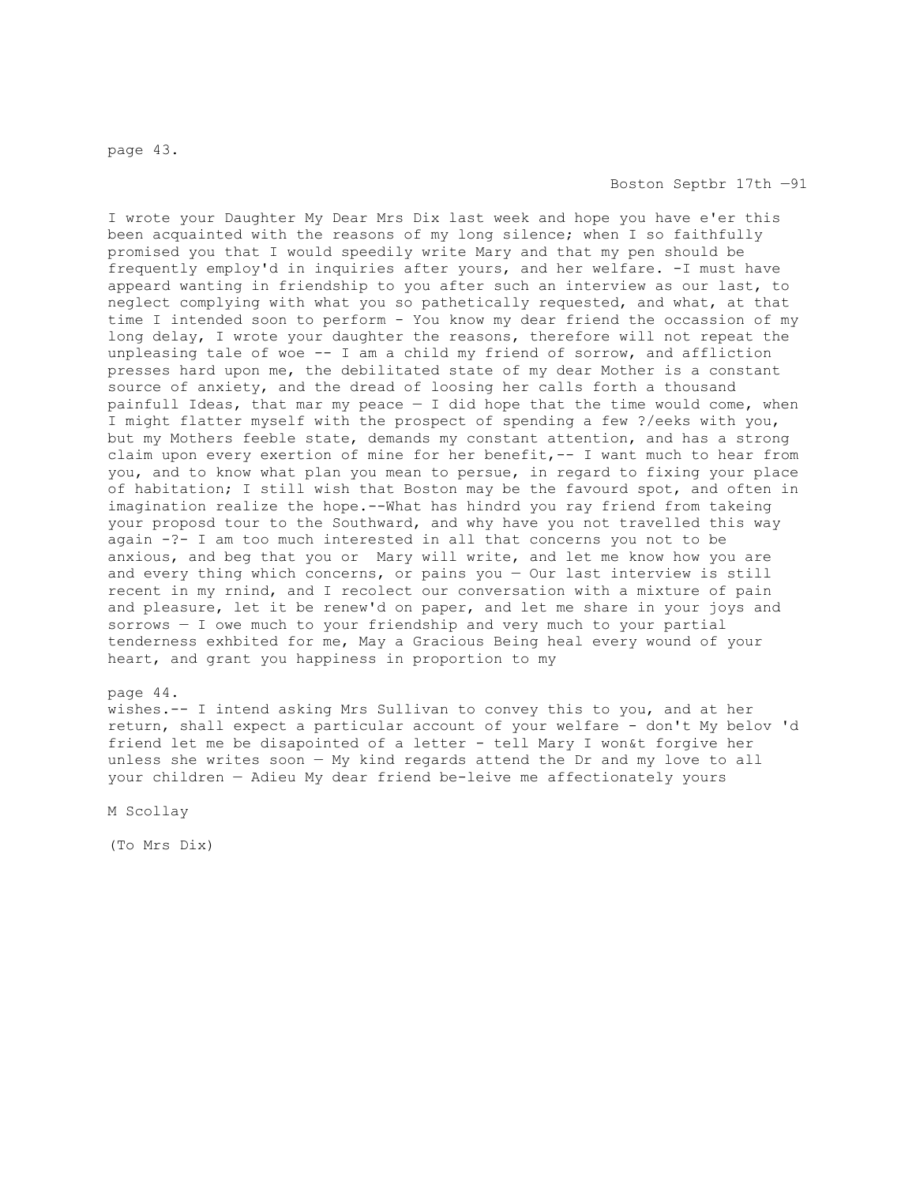page 43.

Boston Septbr 17th —91

I wrote your Daughter My Dear Mrs Dix last week and hope you have e'er this been acquainted with the reasons of my long silence; when I so faithfully promised you that I would speedily write Mary and that my pen should be frequently employ'd in inquiries after yours, and her welfare. -I must have appeard wanting in friendship to you after such an interview as our last, to neglect complying with what you so pathetically requested, and what, at that time I intended soon to perform - You know my dear friend the occassion of my long delay, I wrote your daughter the reasons, therefore will not repeat the unpleasing tale of woe -- I am a child my friend of sorrow, and affliction presses hard upon me, the debilitated state of my dear Mother is a constant source of anxiety, and the dread of loosing her calls forth a thousand painfull Ideas, that mar my peace — I did hope that the time would come, when I might flatter myself with the prospect of spending a few ?/eeks with you, but my Mothers feeble state, demands my constant attention, and has a strong claim upon every exertion of mine for her benefit,-- I want much to hear from you, and to know what plan you mean to persue, in regard to fixing your place of habitation; I still wish that Boston may be the favourd spot, and often in imagination realize the hope.--What has hindrd you ray friend from takeing your proposd tour to the Southward, and why have you not travelled this way again -?- I am too much interested in all that concerns you not to be anxious, and beg that you or Mary will write, and let me know how you are and every thing which concerns, or pains you — Our last interview is still recent in my rnind, and I recolect our conversation with a mixture of pain and pleasure, let it be renew'd on paper, and let me share in your joys and sorrows — I owe much to your friendship and very much to your partial tenderness exhbited for me, May a Gracious Being heal every wound of your heart, and grant you happiness in proportion to my

page 44.

wishes.-- I intend asking Mrs Sullivan to convey this to you, and at her return, shall expect a particular account of your welfare - don't My belov 'd friend let me be disapointed of a letter - tell Mary I won&t forgive her unless she writes soon — My kind regards attend the Dr and my love to all your children — Adieu My dear friend be-leive me affectionately yours

M Scollay

(To Mrs Dix)